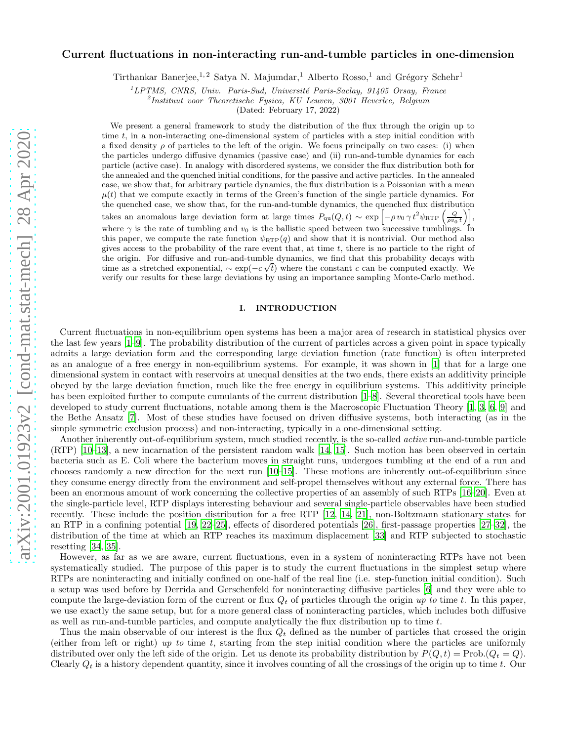# Current fluctuations in non-interacting run-and-tumble particles in one-dimension

Tirthankar Banerjee,[1,2] Satya N. Majumdar,[1] Alberto Rosso,[1] and Grégory Schehr[1]

[1]*LPTMS, CNRS, Univ. Paris-Sud, Université Paris-Saclay, 91405 Orsay, France*
[2]*Instituut voor Theoretische Fysica, KU Leuven, 3001 Heverlee, Belgium*
(Dated: February 17, 2022)

We present a general framework to study the distribution of the flux through the origin up to time $t$, in a non-interacting one-dimensional system of particles with a step initial condition with a fixed density $\rho$ of particles to the left of the origin. We focus principally on two cases: (i) when the particles undergo diffusive dynamics (passive case) and (ii) run-and-tumble dynamics for each particle (active case). In analogy with disordered systems, we consider the flux distribution both for the annealed and the quenched initial conditions, for the passive and active particles. In the annealed case, we show that, for arbitrary particle dynamics, the flux distribution is a Poissonian with a mean $\mu(t)$ that we compute exactly in terms of the Green's function of the single particle dynamics. For the quenched case, we show that, for the run-and-tumble dynamics, the quenched flux distribution takes an anomalous large deviation form at large times $P_{\rm qu}(Q,t) \sim \exp\left[-\rho\, v_0\, \gamma\, t^2 \psi_{\rm RTP}\left(\frac{Q}{\rho v_0\, t}\right)\right]$, where $\gamma$ is the rate of tumbling and $v_0$ is the ballistic speed between two successive tumblings. In this paper, we compute the rate function $\psi_{\rm RTP}(q)$ and show that it is nontrivial. Our method also gives access to the probability of the rare event that, at time $t$, there is no particle to the right of the origin. For diffusive and run-and-tumble dynamics, we find that this probability decays with time as a stretched exponential, $\sim \exp(-c\sqrt{t})$ where the constant $c$ can be computed exactly. We verify our results for these large deviations by using an importance sampling Monte-Carlo method.

## I. INTRODUCTION

Current fluctuations in non-equilibrium open systems has been a major area of research in statistical physics over the last few years [1–9]. The probability distribution of the current of particles across a given point in space typically admits a large deviation form and the corresponding large deviation function (rate function) is often interpreted as an analogue of a free energy in non-equilibrium systems. For example, it was shown in [1] that for a large one dimensional system in contact with reservoirs at unequal densities at the two ends, there exists an additivity principle obeyed by the large deviation function, much like the free energy in equilibrium systems. This additivity principle has been exploited further to compute cumulants of the current distribution [1–8]. Several theoretical tools have been developed to study current fluctuations, notable among them is the Macroscopic Fluctuation Theory [1, 3, 6, 9] and the Bethe Ansatz [7]. Most of these studies have focused on driven diffusive systems, both interacting (as in the simple symmetric exclusion process) and non-interacting, typically in a one-dimensional setting.

Another inherently out-of-equilibrium system, much studied recently, is the so-called *active* run-and-tumble particle (RTP) [10–13], a new incarnation of the persistent random walk [14, 15]. Such motion has been observed in certain bacteria such as E. Coli where the bacterium moves in straight runs, undergoes tumbling at the end of a run and chooses randomly a new direction for the next run [10–15]. These motions are inherently out-of-equilibrium since they consume energy directly from the environment and self-propel themselves without any external force. There has been an enormous amount of work concerning the collective properties of an assembly of such RTPs [16–20]. Even at the single-particle level, RTP displays interesting behaviour and several single-particle observables have been studied recently. These include the position distribution for a free RTP [12, 14, 21], non-Boltzmann stationary states for an RTP in a confining potential [19, 22–25], effects of disordered potentials [26], first-passage properties [27–32], the distribution of the time at which an RTP reaches its maximum displacement [33] and RTP subjected to stochastic resetting [34, 35].

However, as far as we are aware, current fluctuations, even in a system of noninteracting RTPs have not been systematically studied. The purpose of this paper is to study the current fluctuations in the simplest setup where RTPs are noninteracting and initially confined on one-half of the real line (i.e. step-function initial condition). Such a setup was used before by Derrida and Gerschenfeld for noninteracting diffusive particles [6] and they were able to compute the large-deviation form of the current or flux $Q_t$ of particles through the origin *up to* time $t$. In this paper, we use exactly the same setup, but for a more general class of noninteracting particles, which includes both diffusive as well as run-and-tumble particles, and compute analytically the flux distribution up to time $t$.

Thus the main observable of our interest is the flux $Q_t$ defined as the number of particles that crossed the origin (either from left or right) *up to* time $t$, starting from the step initial condition where the particles are uniformly distributed over only the left side of the origin. Let us denote its probability distribution by $P(Q,t) = \text{Prob.}(Q_t = Q)$. Clearly $Q_t$ is a history dependent quantity, since it involves counting of all the crossings of the origin up to time $t$. Our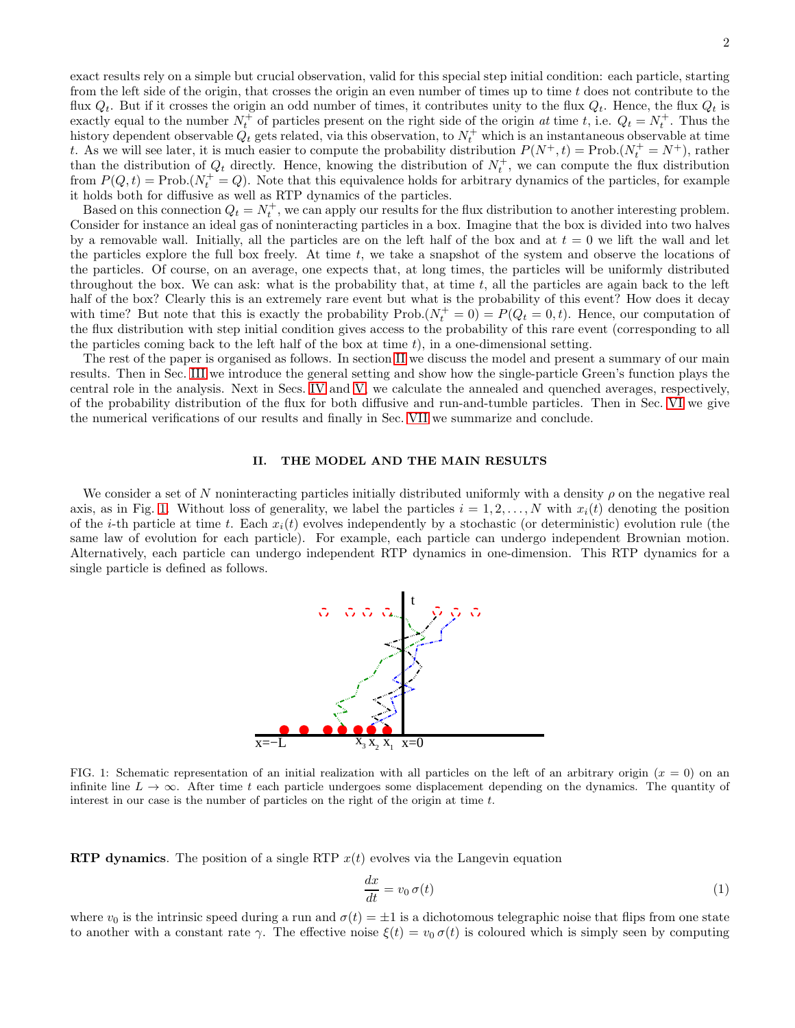exact results rely on a simple but crucial observation, valid for this special step initial condition: each particle, starting from the left side of the origin, that crosses the origin an even number of times up to time $t$ does not contribute to the flux $Q_t$. But if it crosses the origin an odd number of times, it contributes unity to the flux $Q_t$. Hence, the flux $Q_t$ is exactly equal to the number $N_t^+$ of particles present on the right side of the origin *at* time $t$, i.e. $Q_t = N_t^+$. Thus the history dependent observable $Q_t$ gets related, via this observation, to $N_t^+$ which is an instantaneous observable at time $t$. As we will see later, it is much easier to compute the probability distribution $P(N^+, t) = \text{Prob.}(N_t^+ = N^+)$, rather than the distribution of $Q_t$ directly. Hence, knowing the distribution of $N_t^+$, we can compute the flux distribution from $P(Q, t) = \text{Prob.}(N_t^+ = Q)$. Note that this equivalence holds for arbitrary dynamics of the particles, for example it holds both for diffusive as well as RTP dynamics of the particles.

Based on this connection $Q_t = N_t^+$, we can apply our results for the flux distribution to another interesting problem. Consider for instance an ideal gas of noninteracting particles in a box. Imagine that the box is divided into two halves by a removable wall. Initially, all the particles are on the left half of the box and at $t = 0$ we lift the wall and let the particles explore the full box freely. At time $t$, we take a snapshot of the system and observe the locations of the particles. Of course, on an average, one expects that, at long times, the particles will be uniformly distributed throughout the box. We can ask: what is the probability that, at time $t$, all the particles are again back to the left half of the box? Clearly this is an extremely rare event but what is the probability of this event? How does it decay with time? But note that this is exactly the probability $\text{Prob.}(N_t^+ = 0) = P(Q_t = 0, t)$. Hence, our computation of the flux distribution with step initial condition gives access to the probability of this rare event (corresponding to all the particles coming back to the left half of the box at time $t$), in a one-dimensional setting.

The rest of the paper is organised as follows. In section II we discuss the model and present a summary of our main results. Then in Sec. III we introduce the general setting and show how the single-particle Green's function plays the central role in the analysis. Next in Secs. IV and V, we calculate the annealed and quenched averages, respectively, of the probability distribution of the flux for both diffusive and run-and-tumble particles. Then in Sec. VI we give the numerical verifications of our results and finally in Sec. VII we summarize and conclude.

## II. THE MODEL AND THE MAIN RESULTS

We consider a set of $N$ noninteracting particles initially distributed uniformly with a density $\rho$ on the negative real axis, as in Fig. 1. Without loss of generality, we label the particles $i = 1, 2, \ldots, N$ with $x_i(t)$ denoting the position of the $i$-th particle at time $t$. Each $x_i(t)$ evolves independently by a stochastic (or deterministic) evolution rule (the same law of evolution for each particle). For example, each particle can undergo independent Brownian motion. Alternatively, each particle can undergo independent RTP dynamics in one-dimension. This RTP dynamics for a single particle is defined as follows.

FIG. 1: Schematic representation of an initial realization with all particles on the left of an arbitrary origin ($x = 0$) on an infinite line $L \to \infty$. After time $t$ each particle undergoes some displacement depending on the dynamics. The quantity of interest in our case is the number of particles on the right of the origin at time $t$.

**RTP dynamics**. The position of a single RTP $x(t)$ evolves via the Langevin equation

$$\frac{dx}{dt} = v_0\, \sigma(t) \tag{1}$$

where $v_0$ is the intrinsic speed during a run and $\sigma(t) = \pm 1$ is a dichotomous telegraphic noise that flips from one state to another with a constant rate $\gamma$. The effective noise $\xi(t) = v_0\, \sigma(t)$ is coloured which is simply seen by computing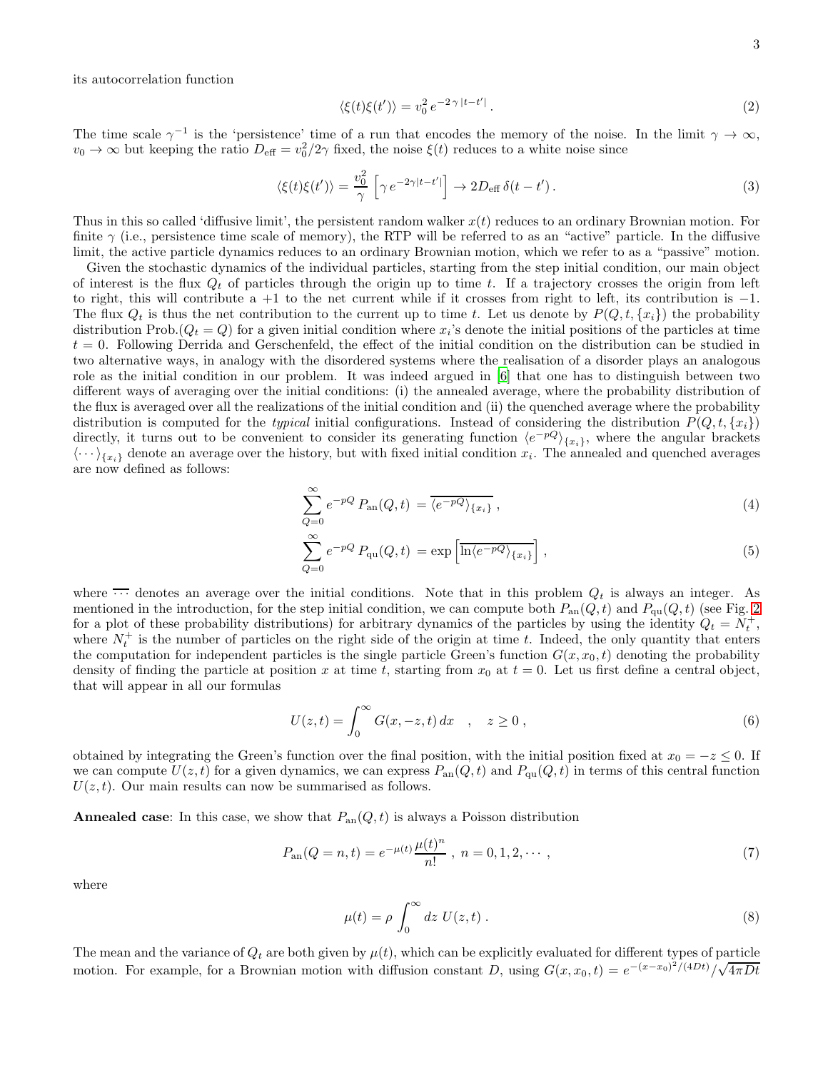its autocorrelation function

$$\langle \xi(t)\xi(t')\rangle = v_0^2\, e^{-2\,\gamma\,|t-t'|}\,. \tag{2}$$

The time scale $\gamma^{-1}$ is the 'persistence' time of a run that encodes the memory of the noise. In the limit $\gamma \to \infty$, $v_0 \to \infty$ but keeping the ratio $D_{\rm eff} = v_0^2/2\gamma$ fixed, the noise $\xi(t)$ reduces to a white noise since

$$\langle \xi(t)\xi(t')\rangle = \frac{v_0^2}{\gamma}\left[\gamma\, e^{-2\gamma|t-t'|}\right] \to 2D_{\rm eff}\,\delta(t-t')\,. \tag{3}$$

Thus in this so called 'diffusive limit', the persistent random walker $x(t)$ reduces to an ordinary Brownian motion. For finite $\gamma$ (i.e., persistence time scale of memory), the RTP will be referred to as an "active" particle. In the diffusive limit, the active particle dynamics reduces to an ordinary Brownian motion, which we refer to as a "passive" motion.

Given the stochastic dynamics of the individual particles, starting from the step initial condition, our main object of interest is the flux $Q_t$ of particles through the origin up to time $t$. If a trajectory crosses the origin from left to right, this will contribute a $+1$ to the net current while if it crosses from right to left, its contribution is $-1$. The flux $Q_t$ is thus the net contribution to the current up to time $t$. Let us denote by $P(Q,t,\{x_i\})$ the probability distribution Prob.$(Q_t = Q)$ for a given initial condition where $x_i$'s denote the initial positions of the particles at time $t = 0$. Following Derrida and Gerschenfeld, the effect of the initial condition on the distribution can be studied in two alternative ways, in analogy with the disordered systems where the realisation of a disorder plays an analogous role as the initial condition in our problem. It was indeed argued in [6] that one has to distinguish between two different ways of averaging over the initial conditions: (i) the annealed average, where the probability distribution of the flux is averaged over all the realizations of the initial condition and (ii) the quenched average where the probability distribution is computed for the *typical* initial configurations. Instead of considering the distribution $P(Q,t,\{x_i\})$ directly, it turns out to be convenient to consider its generating function $\langle e^{-pQ}\rangle_{\{x_i\}}$, where the angular brackets $\langle\cdots\rangle_{\{x_i\}}$ denote an average over the history, but with fixed initial condition $x_i$. The annealed and quenched averages are now defined as follows:

$$\sum_{Q=0}^{\infty} e^{-pQ}\, P_{\rm an}(Q,t) \,= \overline{\langle e^{-pQ}\rangle_{\{x_i\}}}\,, \tag{4}$$

$$\sum_{Q=0}^{\infty} e^{-pQ}\, P_{\rm qu}(Q,t) \,= \exp\left[\overline{\ln\langle e^{-pQ}\rangle_{\{x_i\}}}\right]\,, \tag{5}$$

where $\overline{\cdots}$ denotes an average over the initial conditions. Note that in this problem $Q_t$ is always an integer. As mentioned in the introduction, for the step initial condition, we can compute both $P_{\rm an}(Q,t)$ and $P_{\rm qu}(Q,t)$ (see Fig. 2 for a plot of these probability distributions) for arbitrary dynamics of the particles by using the identity $Q_t = N_t^+$, where $N_t^+$ is the number of particles on the right side of the origin at time $t$. Indeed, the only quantity that enters the computation for independent particles is the single particle Green's function $G(x,x_0,t)$ denoting the probability density of finding the particle at position $x$ at time $t$, starting from $x_0$ at $t = 0$. Let us first define a central object, that will appear in all our formulas

$$U(z,t) = \int_0^{\infty} G(x,-z,t)\,dx \quad , \quad z \geq 0\,, \tag{6}$$

obtained by integrating the Green's function over the final position, with the initial position fixed at $x_0 = -z \leq 0$. If we can compute $U(z,t)$ for a given dynamics, we can express $P_{\rm an}(Q,t)$ and $P_{\rm qu}(Q,t)$ in terms of this central function $U(z,t)$. Our main results can now be summarised as follows.

**Annealed case**: In this case, we show that $P_{\rm an}(Q,t)$ is always a Poisson distribution

$$P_{\rm an}(Q=n,t) = e^{-\mu(t)}\frac{\mu(t)^n}{n!}\,,\ n = 0,1,2,\cdots\,, \tag{7}$$

where

$$\mu(t) = \rho\int_0^{\infty} dz\; U(z,t)\,. \tag{8}$$

The mean and the variance of $Q_t$ are both given by $\mu(t)$, which can be explicitly evaluated for different types of particle motion. For example, for a Brownian motion with diffusion constant $D$, using $G(x,x_0,t) = e^{-(x-x_0)^2/(4Dt)}/\sqrt{4\pi Dt}$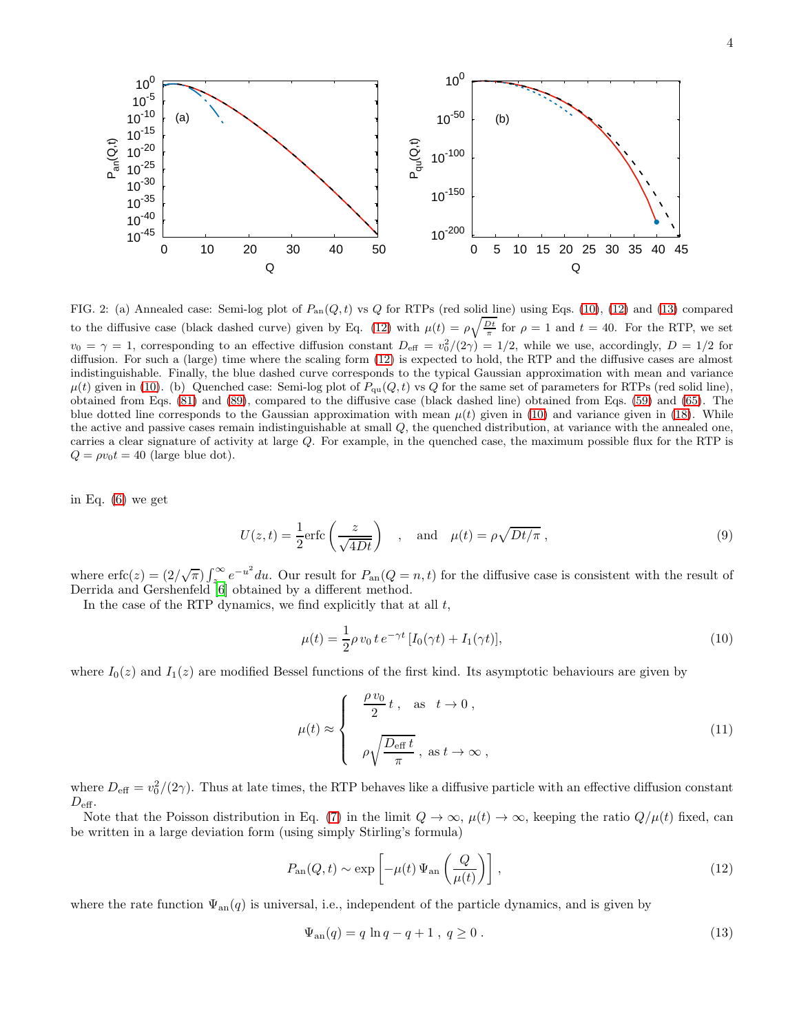FIG. 2: (a) Annealed case: Semi-log plot of $P_{\rm an}(Q,t)$ vs $Q$ for RTPs (red solid line) using Eqs. (10), (12) and (13) compared to the diffusive case (black dashed curve) given by Eq. (12) with $\mu(t) = \rho\sqrt{\frac{Dt}{\pi}}$ for $\rho = 1$ and $t = 40$. For the RTP, we set $v_0 = \gamma = 1$, corresponding to an effective diffusion constant $D_{\rm eff} = v_0^2/(2\gamma) = 1/2$, while we use, accordingly, $D = 1/2$ for diffusion. For such a (large) time where the scaling form (12) is expected to hold, the RTP and the diffusive cases are almost indistinguishable. Finally, the blue dashed curve corresponds to the typical Gaussian approximation with mean and variance $\mu(t)$ given in (10). (b) Quenched case: Semi-log plot of $P_{\rm qu}(Q,t)$ vs $Q$ for the same set of parameters for RTPs (red solid line), obtained from Eqs. (81) and (89), compared to the diffusive case (black dashed line) obtained from Eqs. (59) and (65). The blue dotted line corresponds to the Gaussian approximation with mean $\mu(t)$ given in (10) and variance given in (18). While the active and passive cases remain indistinguishable at small $Q$, the quenched distribution, at variance with the annealed one, carries a clear signature of activity at large $Q$. For example, in the quenched case, the maximum possible flux for the RTP is $Q = \rho v_0 t = 40$ (large blue dot).

in Eq. (6) we get

$$U(z,t) = \frac{1}{2}{\rm erfc}\left(\frac{z}{\sqrt{4Dt}}\right) \quad , \quad \text{and} \quad \mu(t) = \rho\sqrt{Dt/\pi}\,, \tag{9}$$

where ${\rm erfc}(z) = (2/\sqrt{\pi})\int_z^\infty e^{-u^2}du$. Our result for $P_{\rm an}(Q=n,t)$ for the diffusive case is consistent with the result of Derrida and Gershenfeld [6] obtained by a different method.

In the case of the RTP dynamics, we find explicitly that at all $t$,

$$\mu(t) = \frac{1}{2}\rho\, v_0\, t\, e^{-\gamma t}\,[I_0(\gamma t) + I_1(\gamma t)], \tag{10}$$

where $I_0(z)$ and $I_1(z)$ are modified Bessel functions of the first kind. Its asymptotic behaviours are given by

$$\mu(t) \approx \begin{cases} \dfrac{\rho\, v_0}{2}\, t\,, \quad \text{as} \quad t \to 0\,, \\[2ex] \rho\sqrt{\dfrac{D_{\rm eff}\, t}{\pi}}\,,\ \text{as}\ t \to \infty\,, \end{cases} \tag{11}$$

where $D_{\rm eff} = v_0^2/(2\gamma)$. Thus at late times, the RTP behaves like a diffusive particle with an effective diffusion constant $D_{\rm eff}$.

Note that the Poisson distribution in Eq. (7) in the limit $Q \to \infty$, $\mu(t) \to \infty$, keeping the ratio $Q/\mu(t)$ fixed, can be written in a large deviation form (using simply Stirling's formula)

$$P_{\rm an}(Q,t) \sim \exp\left[-\mu(t)\,\Psi_{\rm an}\left(\frac{Q}{\mu(t)}\right)\right]\,, \tag{12}$$

where the rate function $\Psi_{\rm an}(q)$ is universal, i.e., independent of the particle dynamics, and is given by

$$\Psi_{\rm an}(q) = q\,\ln q - q + 1\,,\ q \geq 0\,. \tag{13}$$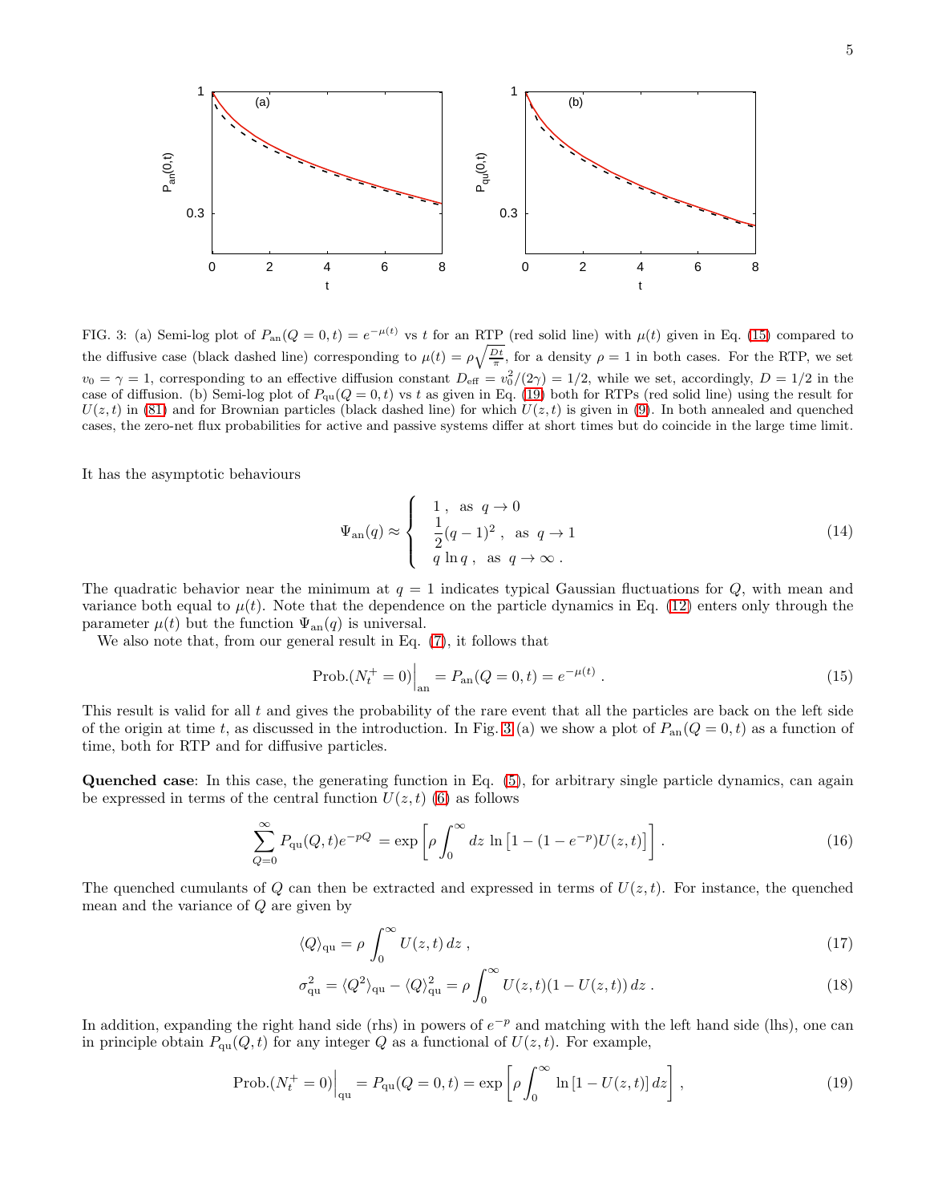FIG. 3: (a) Semi-log plot of $P_{\rm an}(Q=0,t) = e^{-\mu(t)}$ vs $t$ for an RTP (red solid line) with $\mu(t)$ given in Eq. (15) compared to the diffusive case (black dashed line) corresponding to $\mu(t) = \rho\sqrt{\frac{Dt}{\pi}}$, for a density $\rho = 1$ in both cases. For the RTP, we set $v_0 = \gamma = 1$, corresponding to an effective diffusion constant $D_{\rm eff} = v_0^2/(2\gamma) = 1/2$, while we set, accordingly, $D = 1/2$ in the case of diffusion. (b) Semi-log plot of $P_{\rm qu}(Q=0,t)$ vs $t$ as given in Eq. (19) both for RTPs (red solid line) using the result for $U(z,t)$ in (81) and for Brownian particles (black dashed line) for which $U(z,t)$ is given in (9). In both annealed and quenched cases, the zero-net flux probabilities for active and passive systems differ at short times but do coincide in the large time limit.

It has the asymptotic behaviours

$$\Psi_{\rm an}(q) \approx \begin{cases} 1\,, & \text{as } q \to 0 \\ \dfrac{1}{2}(q-1)^2\,, & \text{as } q \to 1 \\ q\ln q\,, & \text{as } q \to \infty\,. \end{cases} \tag{14}$$

The quadratic behavior near the minimum at $q=1$ indicates typical Gaussian fluctuations for $Q$, with mean and variance both equal to $\mu(t)$. Note that the dependence on the particle dynamics in Eq. (12) enters only through the parameter $\mu(t)$ but the function $\Psi_{\rm an}(q)$ is universal.

We also note that, from our general result in Eq. (7), it follows that

$$\text{Prob.}(N_t^+ = 0)\Big|_{\rm an} = P_{\rm an}(Q=0,t) = e^{-\mu(t)}\,. \tag{15}$$

This result is valid for all $t$ and gives the probability of the rare event that all the particles are back on the left side of the origin at time $t$, as discussed in the introduction. In Fig. 3 (a) we show a plot of $P_{\rm an}(Q=0,t)$ as a function of time, both for RTP and for diffusive particles.

**Quenched case**: In this case, the generating function in Eq. (5), for arbitrary single particle dynamics, can again be expressed in terms of the central function $U(z,t)$ (6) as follows

$$\sum_{Q=0}^{\infty} P_{\rm qu}(Q,t)e^{-pQ} = \exp\left[\rho\int_0^\infty dz\,\ln\left[1-(1-e^{-p})U(z,t)\right]\right]. \tag{16}$$

The quenched cumulants of $Q$ can then be extracted and expressed in terms of $U(z,t)$. For instance, the quenched mean and the variance of $Q$ are given by

$$\langle Q\rangle_{\rm qu} = \rho\int_0^\infty U(z,t)\,dz\,, \tag{17}$$

$$\sigma^2_{\rm qu} = \langle Q^2\rangle_{\rm qu} - \langle Q\rangle^2_{\rm qu} = \rho\int_0^\infty U(z,t)(1-U(z,t))\,dz\,. \tag{18}$$

In addition, expanding the right hand side (rhs) in powers of $e^{-p}$ and matching with the left hand side (lhs), one can in principle obtain $P_{\rm qu}(Q,t)$ for any integer $Q$ as a functional of $U(z,t)$. For example,

$$\text{Prob.}(N_t^+ = 0)\Big|_{\rm qu} = P_{\rm qu}(Q=0,t) = \exp\left[\rho\int_0^\infty \ln\left[1-U(z,t)\right]dz\right], \tag{19}$$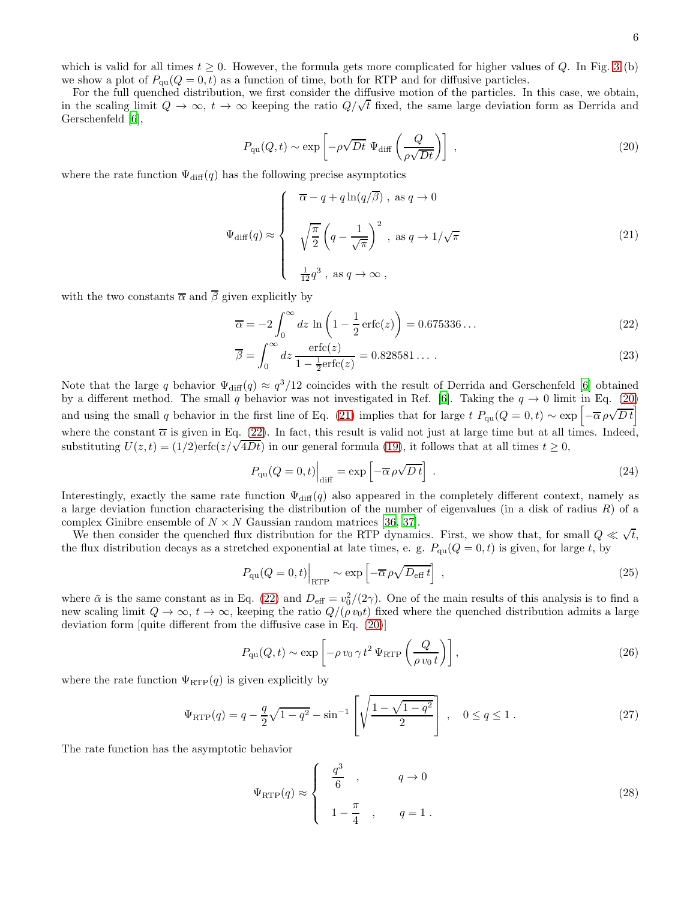which is valid for all times $t \geq 0$. However, the formula gets more complicated for higher values of $Q$. In Fig. 3 (b) we show a plot of $P_{\rm qu}(Q=0,t)$ as a function of time, both for RTP and for diffusive particles.

For the full quenched distribution, we first consider the diffusive motion of the particles. In this case, we obtain, in the scaling limit $Q \to \infty$, $t \to \infty$ keeping the ratio $Q/\sqrt{t}$ fixed, the same large deviation form as Derrida and Gerschenfeld [6],

$$P_{\rm qu}(Q,t) \sim \exp\left[-\rho\sqrt{Dt}\ \Psi_{\rm diff}\left(\frac{Q}{\rho\sqrt{Dt}}\right)\right] \ , \tag{20}$$

where the rate function $\Psi_{\rm diff}(q)$ has the following precise asymptotics

$$\Psi_{\rm diff}(q) \approx \begin{cases} \overline{\alpha} - q + q\ln(q/\overline{\beta})\ , \ \text{as}\ q \to 0 \\[2ex] \sqrt{\dfrac{\pi}{2}}\left(q - \dfrac{1}{\sqrt{\pi}}\right)^2\ , \ \text{as}\ q \to 1/\sqrt{\pi} \\[2ex] \frac{1}{12}q^3\ , \ \text{as}\ q \to \infty\ , \end{cases} \tag{21}$$

with the two constants $\overline{\alpha}$ and $\overline{\beta}$ given explicitly by

$$\overline{\alpha} = -2\int_0^\infty dz\ \ln\left(1 - \frac{1}{2}\mathrm{erfc}(z)\right) = 0.675336\ldots \tag{22}$$

$$\overline{\beta} = \int_0^\infty dz\,\frac{\mathrm{erfc}(z)}{1-\frac{1}{2}\mathrm{erfc}(z)} = 0.828581\ldots\ . \tag{23}$$

Note that the large $q$ behavior $\Psi_{\rm diff}(q) \approx q^3/12$ coincides with the result of Derrida and Gerschenfeld [6] obtained by a different method. The small $q$ behavior was not investigated in Ref. [6]. Taking the $q \to 0$ limit in Eq. (20) and using the small $q$ behavior in the first line of Eq. (21) implies that for large $t$ $P_{\rm qu}(Q=0,t) \sim \exp\left[-\overline{\alpha}\,\rho\sqrt{D\,t}\right]$ where the constant $\overline{\alpha}$ is given in Eq. (22). In fact, this result is valid not just at large time but at all times. Indeed, substituting $U(z,t) = (1/2)\mathrm{erfc}(z/\sqrt{4Dt})$ in our general formula (19), it follows that at all times $t \geq 0$,

$$P_{\rm qu}(Q=0,t)\Big|_{\rm diff} = \exp\left[-\overline{\alpha}\,\rho\sqrt{D\,t}\right]\ . \tag{24}$$

Interestingly, exactly the same rate function $\Psi_{\rm diff}(q)$ also appeared in the completely different context, namely as a large deviation function characterising the distribution of the number of eigenvalues (in a disk of radius $R$) of a complex Ginibre ensemble of $N \times N$ Gaussian random matrices [36, 37].

We then consider the quenched flux distribution for the RTP dynamics. First, we show that, for small $Q \ll \sqrt{t}$, the flux distribution decays as a stretched exponential at late times, e. g. $P_{\rm qu}(Q=0,t)$ is given, for large $t$, by

$$P_{\rm qu}(Q=0,t)\Big|_{\rm RTP} \sim \exp\left[-\overline{\alpha}\,\rho\sqrt{D_{\rm eff}\,t}\right]\ , \tag{25}$$

where $\bar{\alpha}$ is the same constant as in Eq. (22) and $D_{\rm eff} = v_0^2/(2\gamma)$. One of the main results of this analysis is to find a new scaling limit $Q \to \infty$, $t \to \infty$, keeping the ratio $Q/(\rho\,v_0 t)$ fixed where the quenched distribution admits a large deviation form [quite different from the diffusive case in Eq. (20)]

$$P_{\rm qu}(Q,t) \sim \exp\left[-\rho\,v_0\,\gamma\,t^2\,\Psi_{\rm RTP}\left(\frac{Q}{\rho\,v_0\,t}\right)\right], \tag{26}$$

where the rate function $\Psi_{\rm RTP}(q)$ is given explicitly by

$$\Psi_{\rm RTP}(q) = q - \frac{q}{2}\sqrt{1-q^2} - \sin^{-1}\left[\sqrt{\frac{1-\sqrt{1-q^2}}{2}}\right]\ , \quad 0 \leq q \leq 1\ . \tag{27}$$

The rate function has the asymptotic behavior

$$\Psi_{\rm RTP}(q) \approx \begin{cases} \dfrac{q^3}{6}\ , & q \to 0 \\[2ex] 1 - \dfrac{\pi}{4}\ , & q = 1\ . \end{cases} \tag{28}$$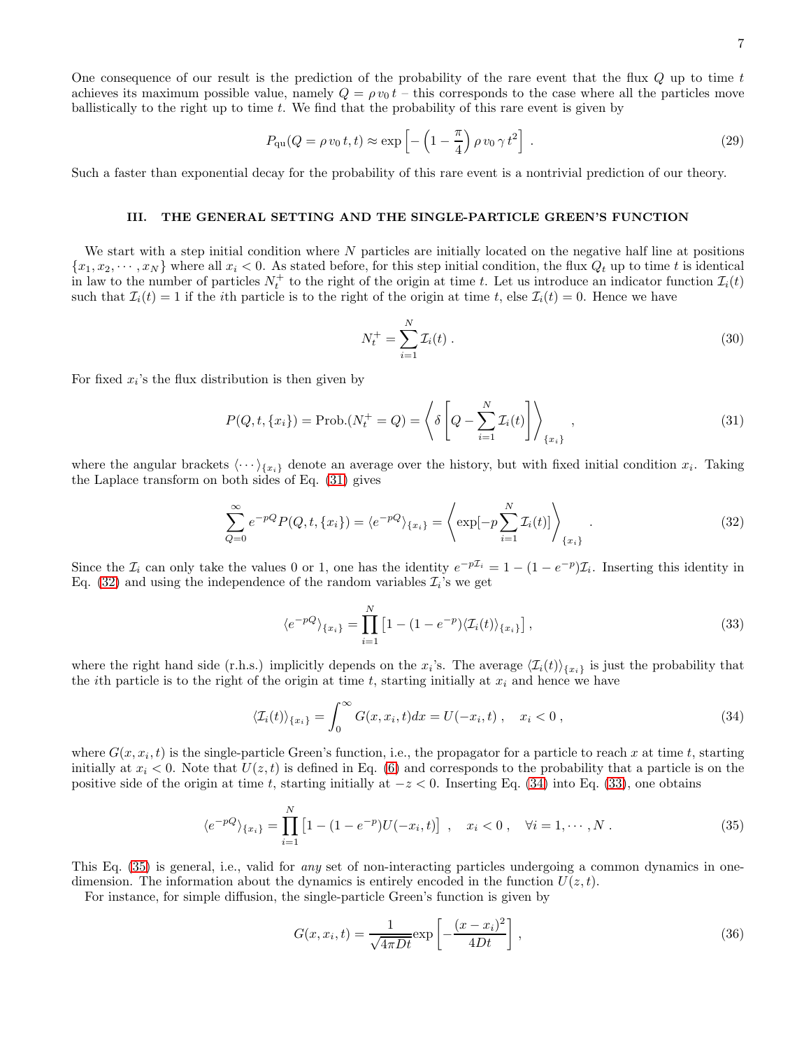One consequence of our result is the prediction of the probability of the rare event that the flux $Q$ up to time $t$ achieves its maximum possible value, namely $Q = \rho\, v_0\, t$ – this corresponds to the case where all the particles move ballistically to the right up to time $t$. We find that the probability of this rare event is given by

$$P_{\rm qu}(Q = \rho\, v_0\, t, t) \approx \exp\left[-\left(1 - \frac{\pi}{4}\right)\rho\, v_0\, \gamma\, t^2\right] \,. \tag{29}$$

Such a faster than exponential decay for the probability of this rare event is a nontrivial prediction of our theory.

## III. THE GENERAL SETTING AND THE SINGLE-PARTICLE GREEN'S FUNCTION

We start with a step initial condition where $N$ particles are initially located on the negative half line at positions $\{x_1, x_2, \cdots, x_N\}$ where all $x_i < 0$. As stated before, for this step initial condition, the flux $Q_t$ up to time $t$ is identical in law to the number of particles $N_t^+$ to the right of the origin at time $t$. Let us introduce an indicator function $\mathcal{I}_i(t)$ such that $\mathcal{I}_i(t) = 1$ if the $i$th particle is to the right of the origin at time $t$, else $\mathcal{I}_i(t) = 0$. Hence we have

$$N_t^+ = \sum_{i=1}^{N} \mathcal{I}_i(t) \,. \tag{30}$$

For fixed $x_i$'s the flux distribution is then given by

$$P(Q, t, \{x_i\}) = \text{Prob.}(N_t^+ = Q) = \left\langle \delta\left[Q - \sum_{i=1}^{N} \mathcal{I}_i(t)\right]\right\rangle_{\{x_i\}} \,, \tag{31}$$

where the angular brackets $\langle \cdots \rangle_{\{x_i\}}$ denote an average over the history, but with fixed initial condition $x_i$. Taking the Laplace transform on both sides of Eq. (31) gives

$$\sum_{Q=0}^{\infty} e^{-pQ} P(Q, t, \{x_i\}) = \langle e^{-pQ}\rangle_{\{x_i\}} = \left\langle \exp[-p\sum_{i=1}^{N} \mathcal{I}_i(t)]\right\rangle_{\{x_i\}} \,. \tag{32}$$

Since the $\mathcal{I}_i$ can only take the values 0 or 1, one has the identity $e^{-p\mathcal{I}_i} = 1 - (1 - e^{-p})\mathcal{I}_i$. Inserting this identity in Eq. (32) and using the independence of the random variables $\mathcal{I}_i$'s we get

$$\langle e^{-pQ}\rangle_{\{x_i\}} = \prod_{i=1}^{N}\left[1 - (1 - e^{-p})\langle \mathcal{I}_i(t)\rangle_{\{x_i\}}\right] , \tag{33}$$

where the right hand side (r.h.s.) implicitly depends on the $x_i$'s. The average $\langle \mathcal{I}_i(t)\rangle_{\{x_i\}}$ is just the probability that the $i$th particle is to the right of the origin at time $t$, starting initially at $x_i$ and hence we have

$$\langle \mathcal{I}_i(t)\rangle_{\{x_i\}} = \int_0^{\infty} G(x, x_i, t)dx = U(-x_i, t) \,, \quad x_i < 0 \,, \tag{34}$$

where $G(x, x_i, t)$ is the single-particle Green's function, i.e., the propagator for a particle to reach $x$ at time $t$, starting initially at $x_i < 0$. Note that $U(z, t)$ is defined in Eq. (6) and corresponds to the probability that a particle is on the positive side of the origin at time $t$, starting initially at $-z < 0$. Inserting Eq. (34) into Eq. (33), one obtains

$$\langle e^{-pQ}\rangle_{\{x_i\}} = \prod_{i=1}^{N}\left[1 - (1 - e^{-p})U(-x_i, t)\right] \,, \quad x_i < 0 \,, \quad \forall i = 1, \cdots, N \,. \tag{35}$$

This Eq. (35) is general, i.e., valid for *any* set of non-interacting particles undergoing a common dynamics in one-dimension. The information about the dynamics is entirely encoded in the function $U(z, t)$.

For instance, for simple diffusion, the single-particle Green's function is given by

$$G(x, x_i, t) = \frac{1}{\sqrt{4\pi D t}}\exp\left[-\frac{(x - x_i)^2}{4Dt}\right] , \tag{36}$$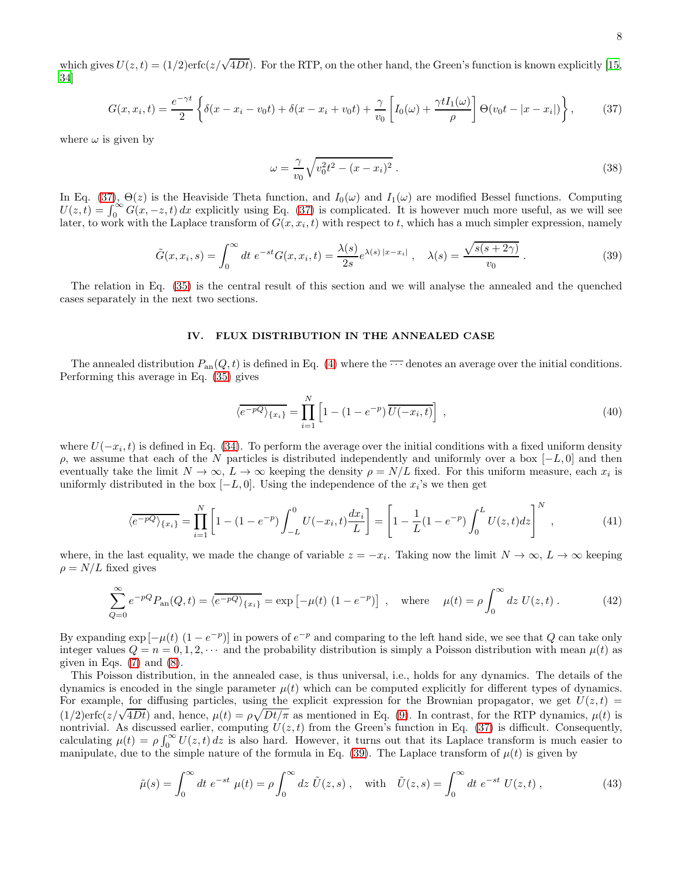which gives $U(z,t) = (1/2)\text{erfc}(z/\sqrt{4Dt})$. For the RTP, on the other hand, the Green's function is known explicitly [15, 34]

$$G(x, x_i, t) = \frac{e^{-\gamma t}}{2} \left\{ \delta(x - x_i - v_0 t) + \delta(x - x_i + v_0 t) + \frac{\gamma}{v_0} \left[ I_0(\omega) + \frac{\gamma t I_1(\omega)}{\rho} \right] \Theta(v_0 t - |x - x_i|) \right\}, \tag{37}$$

where $\omega$ is given by

$$\omega = \frac{\gamma}{v_0} \sqrt{v_0^2 t^2 - (x - x_i)^2} \, . \tag{38}$$

In Eq. (37), $\Theta(z)$ is the Heaviside Theta function, and $I_0(\omega)$ and $I_1(\omega)$ are modified Bessel functions. Computing $U(z,t) = \int_0^\infty G(x, -z, t)\, dx$ explicitly using Eq. (37) is complicated. It is however much more useful, as we will see later, to work with the Laplace transform of $G(x, x_i, t)$ with respect to $t$, which has a much simpler expression, namely

$$\tilde{G}(x, x_i, s) = \int_0^\infty dt \; e^{-st} G(x, x_i, t) = \frac{\lambda(s)}{2s} e^{\lambda(s)\, |x - x_i|} \, , \quad \lambda(s) = \frac{\sqrt{s(s + 2\gamma)}}{v_0} \, . \tag{39}$$

The relation in Eq. (35) is the central result of this section and we will analyse the annealed and the quenched cases separately in the next two sections.

## IV. FLUX DISTRIBUTION IN THE ANNEALED CASE

The annealed distribution $P_{\rm an}(Q,t)$ is defined in Eq. (4) where the $\overline{\cdots}$ denotes an average over the initial conditions. Performing this average in Eq. (35) gives

$$\overline{\langle e^{-pQ} \rangle_{\{x_i\}}} = \prod_{i=1}^{N} \left[ 1 - (1 - e^{-p})\, \overline{U(-x_i, t)} \right] \, , \tag{40}$$

where $U(-x_i, t)$ is defined in Eq. (34). To perform the average over the initial conditions with a fixed uniform density $\rho$, we assume that each of the $N$ particles is distributed independently and uniformly over a box $[-L, 0]$ and then eventually take the limit $N \to \infty$, $L \to \infty$ keeping the density $\rho = N/L$ fixed. For this uniform measure, each $x_i$ is uniformly distributed in the box $[-L, 0]$. Using the independence of the $x_i$'s we then get

$$\overline{\langle e^{-pQ} \rangle_{\{x_i\}}} = \prod_{i=1}^{N} \left[ 1 - (1 - e^{-p}) \int_{-L}^{0} U(-x_i, t) \frac{dx_i}{L} \right] = \left[ 1 - \frac{1}{L}(1 - e^{-p}) \int_0^L U(z, t) dz \right]^N \, , \tag{41}$$

where, in the last equality, we made the change of variable $z = -x_i$. Taking now the limit $N \to \infty$, $L \to \infty$ keeping $\rho = N/L$ fixed gives

$$\sum_{Q=0}^{\infty} e^{-pQ} P_{\rm an}(Q, t) = \overline{\langle e^{-pQ} \rangle_{\{x_i\}}} = \exp\left[ -\mu(t)\, (1 - e^{-p}) \right] \, , \quad \text{where} \quad \mu(t) = \rho \int_0^\infty dz \; U(z, t) \, . \tag{42}$$

By expanding $\exp\left[ -\mu(t)\, (1 - e^{-p}) \right]$ in powers of $e^{-p}$ and comparing to the left hand side, we see that $Q$ can take only integer values $Q = n = 0, 1, 2, \cdots$ and the probability distribution is simply a Poisson distribution with mean $\mu(t)$ as given in Eqs. (7) and (8).

This Poisson distribution, in the annealed case, is thus universal, i.e., holds for any dynamics. The details of the dynamics is encoded in the single parameter $\mu(t)$ which can be computed explicitly for different types of dynamics. For example, for diffusing particles, using the explicit expression for the Brownian propagator, we get $U(z,t) = (1/2)\text{erfc}(z/\sqrt{4Dt})$ and, hence, $\mu(t) = \rho\sqrt{Dt/\pi}$ as mentioned in Eq. (9). In contrast, for the RTP dynamics, $\mu(t)$ is nontrivial. As discussed earlier, computing $U(z,t)$ from the Green's function in Eq. (37) is difficult. Consequently, calculating $\mu(t) = \rho \int_0^\infty U(z,t)\, dz$ is also hard. However, it turns out that its Laplace transform is much easier to manipulate, due to the simple nature of the formula in Eq. (39). The Laplace transform of $\mu(t)$ is given by

$$\tilde{\mu}(s) = \int_0^\infty dt \; e^{-st} \; \mu(t) = \rho \int_0^\infty dz \; \tilde{U}(z, s) \, , \quad \text{with} \quad \tilde{U}(z, s) = \int_0^\infty dt \; e^{-st} \; U(z, t) \, , \tag{43}$$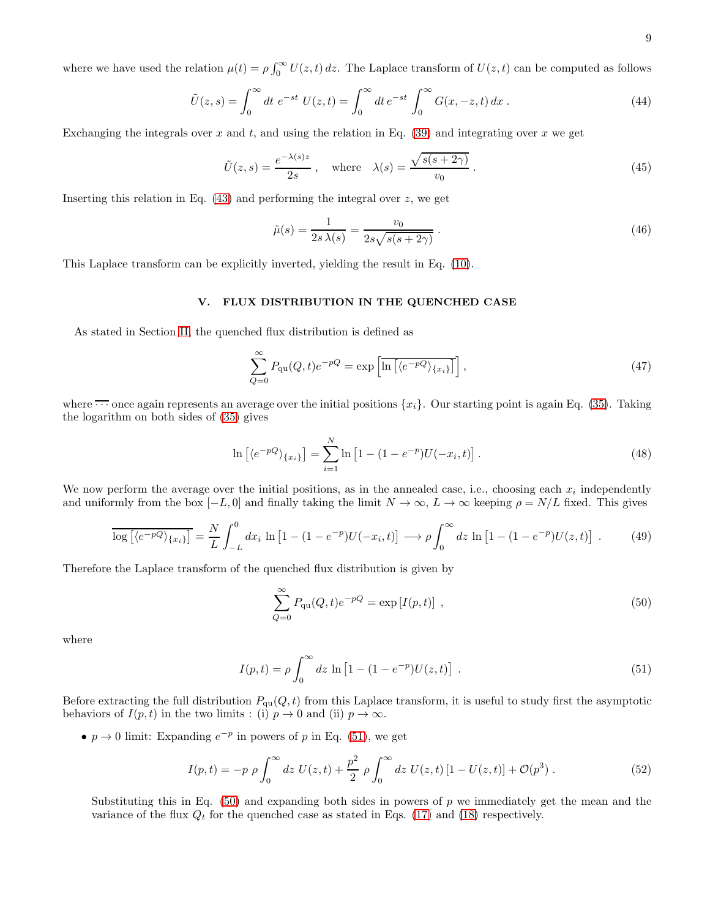where we have used the relation $\mu(t) = \rho \int_0^\infty U(z,t)\, dz$. The Laplace transform of $U(z,t)$ can be computed as follows

$$\tilde{U}(z,s) = \int_0^\infty dt\ e^{-st}\ U(z,t) = \int_0^\infty dt\, e^{-st} \int_0^\infty G(x,-z,t)\, dx\ . \tag{44}$$

Exchanging the integrals over $x$ and $t$, and using the relation in Eq. (39) and integrating over $x$ we get

$$\tilde{U}(z,s) = \frac{e^{-\lambda(s) z}}{2s}\ , \quad \text{where} \quad \lambda(s) = \frac{\sqrt{s(s+2\gamma)}}{v_0}\ . \tag{45}$$

Inserting this relation in Eq. (43) and performing the integral over $z$, we get

$$\tilde{\mu}(s) = \frac{1}{2s\, \lambda(s)} = \frac{v_0}{2s\sqrt{s(s+2\gamma)}}\ . \tag{46}$$

This Laplace transform can be explicitly inverted, yielding the result in Eq. (10).

## V. FLUX DISTRIBUTION IN THE QUENCHED CASE

As stated in Section II, the quenched flux distribution is defined as

$$\sum_{Q=0}^{\infty} P_{\rm qu}(Q,t) e^{-pQ} = \exp\left[\overline{\ln\left[\langle e^{-pQ}\rangle_{\{x_i\}}\right]}\right], \tag{47}$$

where $\overline{\cdots}$ once again represents an average over the initial positions $\{x_i\}$. Our starting point is again Eq. (35). Taking the logarithm on both sides of (35) gives

$$\ln\left[\langle e^{-pQ}\rangle_{\{x_i\}}\right] = \sum_{i=1}^{N} \ln\left[1 - (1-e^{-p}) U(-x_i,t)\right]. \tag{48}$$

We now perform the average over the initial positions, as in the annealed case, i.e., choosing each $x_i$ independently and uniformly from the box $[-L,0]$ and finally taking the limit $N \to \infty$, $L \to \infty$ keeping $\rho = N/L$ fixed. This gives

$$\overline{\log\left[\langle e^{-pQ}\rangle_{\{x_i\}}\right]} = \frac{N}{L}\int_{-L}^{0} dx_i\ \ln\left[1-(1-e^{-p})U(-x_i,t)\right] \longrightarrow \rho \int_0^\infty dz\ \ln\left[1-(1-e^{-p})U(z,t)\right]\ . \tag{49}$$

Therefore the Laplace transform of the quenched flux distribution is given by

$$\sum_{Q=0}^{\infty} P_{\rm qu}(Q,t) e^{-pQ} = \exp\left[I(p,t)\right]\ , \tag{50}$$

where

$$I(p,t) = \rho \int_0^\infty dz\ \ln\left[1-(1-e^{-p})U(z,t)\right]\ . \tag{51}$$

Before extracting the full distribution $P_{\rm qu}(Q,t)$ from this Laplace transform, it is useful to study first the asymptotic behaviors of $I(p,t)$ in the two limits : (i) $p \to 0$ and (ii) $p \to \infty$.

- $p \to 0$ limit: Expanding $e^{-p}$ in powers of $p$ in Eq. (51), we get

$$I(p,t) = -p\ \rho \int_0^\infty dz\ U(z,t) + \frac{p^2}{2}\ \rho \int_0^\infty dz\ U(z,t)\left[1-U(z,t)\right] + \mathcal{O}(p^3)\ . \tag{52}$$

  Substituting this in Eq. (50) and expanding both sides in powers of $p$ we immediately get the mean and the variance of the flux $Q_t$ for the quenched case as stated in Eqs. (17) and (18) respectively.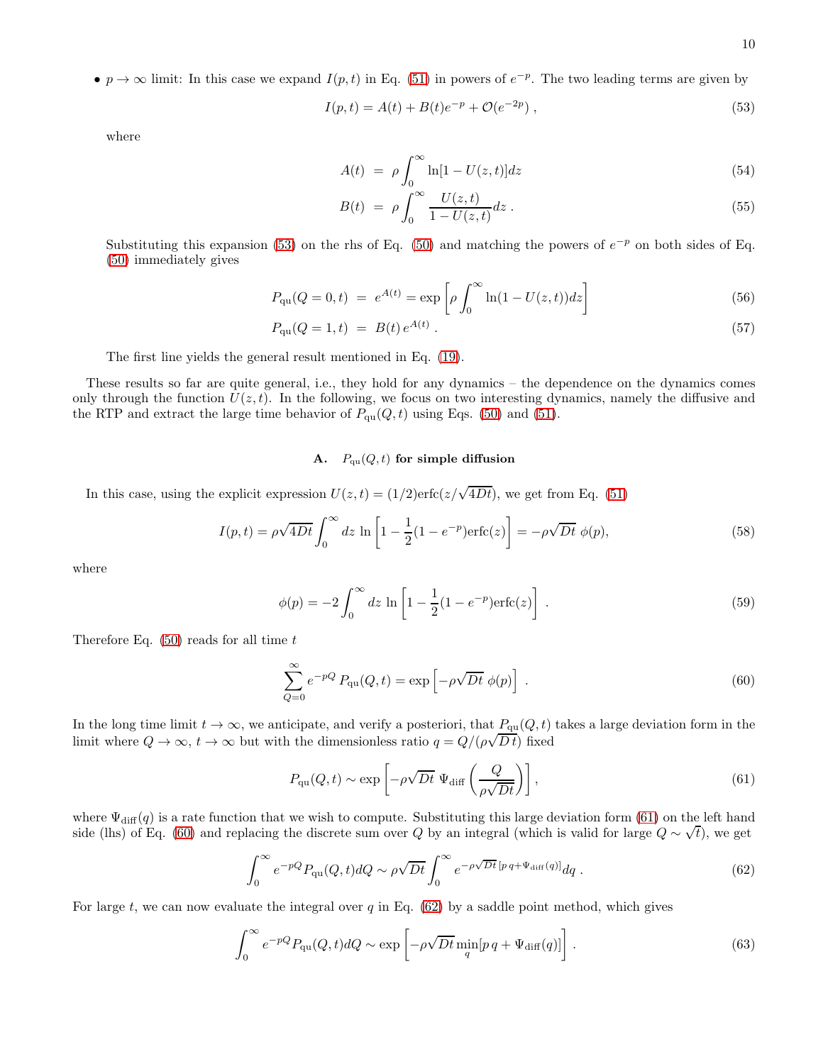- $p \to \infty$ limit: In this case we expand $I(p,t)$ in Eq. (51) in powers of $e^{-p}$. The two leading terms are given by

$$I(p,t) = A(t) + B(t)e^{-p} + \mathcal{O}(e^{-2p}) \,, \tag{53}$$

where

$$A(t) = \rho \int_0^\infty \ln[1 - U(z,t)]dz \tag{54}$$

$$B(t) = \rho \int_0^\infty \frac{U(z,t)}{1-U(z,t)}dz \,. \tag{55}$$

Substituting this expansion (53) on the rhs of Eq. (50) and matching the powers of $e^{-p}$ on both sides of Eq. (50) immediately gives

$$P_{\rm qu}(Q=0,t) = e^{A(t)} = \exp\left[\rho \int_0^\infty \ln(1-U(z,t))dz\right] \tag{56}$$

$$P_{\rm qu}(Q=1,t) = B(t)\, e^{A(t)} \,. \tag{57}$$

The first line yields the general result mentioned in Eq. (19).

These results so far are quite general, i.e., they hold for any dynamics – the dependence on the dynamics comes only through the function $U(z,t)$. In the following, we focus on two interesting dynamics, namely the diffusive and the RTP and extract the large time behavior of $P_{\rm qu}(Q,t)$ using Eqs. (50) and (51).

### A. $P_{\rm qu}(Q,t)$ for simple diffusion

In this case, using the explicit expression $U(z,t) = (1/2){\rm erfc}(z/\sqrt{4Dt})$, we get from Eq. (51)

$$I(p,t) = \rho\sqrt{4Dt}\int_0^\infty dz\, \ln\left[1 - \frac{1}{2}(1-e^{-p}){\rm erfc}(z)\right] = -\rho\sqrt{Dt}\ \phi(p), \tag{58}$$

where

$$\phi(p) = -2\int_0^\infty dz\, \ln\left[1 - \frac{1}{2}(1-e^{-p}){\rm erfc}(z)\right] \,. \tag{59}$$

Therefore Eq. (50) reads for all time $t$

$$\sum_{Q=0}^\infty e^{-pQ}\, P_{\rm qu}(Q,t) = \exp\left[-\rho\sqrt{Dt}\ \phi(p)\right] \,. \tag{60}$$

In the long time limit $t\to\infty$, we anticipate, and verify a posteriori, that $P_{\rm qu}(Q,t)$ takes a large deviation form in the limit where $Q\to\infty$, $t\to\infty$ but with the dimensionless ratio $q = Q/(\rho\sqrt{D\,t})$ fixed

$$P_{\rm qu}(Q,t) \sim \exp\left[-\rho\sqrt{Dt}\ \Psi_{\rm diff}\left(\frac{Q}{\rho\sqrt{Dt}}\right)\right], \tag{61}$$

where $\Psi_{\rm diff}(q)$ is a rate function that we wish to compute. Substituting this large deviation form (61) on the left hand side (lhs) of Eq. (60) and replacing the discrete sum over $Q$ by an integral (which is valid for large $Q \sim \sqrt{t}$), we get

$$\int_0^\infty e^{-pQ} P_{\rm qu}(Q,t)dQ \sim \rho\sqrt{Dt}\int_0^\infty e^{-\rho\sqrt{Dt}\,[p\,q + \Psi_{\rm diff}(q)]}dq \,. \tag{62}$$

For large $t$, we can now evaluate the integral over $q$ in Eq. (62) by a saddle point method, which gives

$$\int_0^\infty e^{-pQ} P_{\rm qu}(Q,t)dQ \sim \exp\left[-\rho\sqrt{Dt}\,\min_q[p\,q + \Psi_{\rm diff}(q)]\right] \,. \tag{63}$$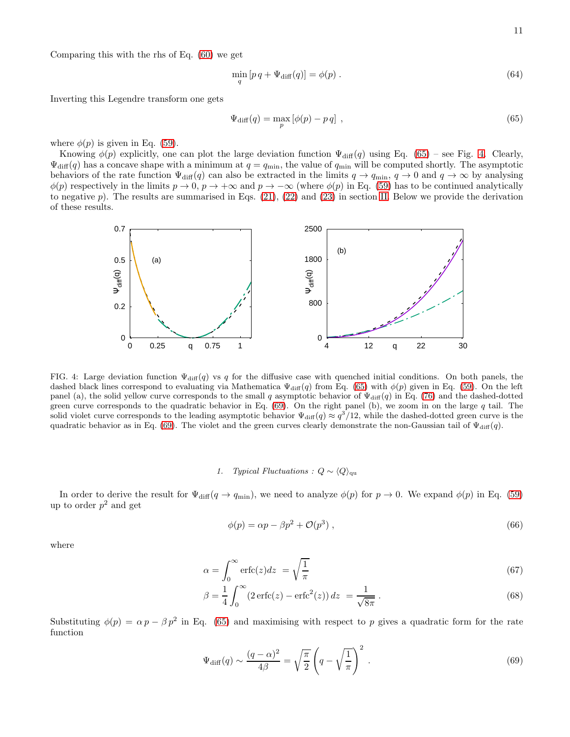Comparing this with the rhs of Eq. (60) we get

$$\min_q \left[p\, q + \Psi_{\rm diff}(q)\right] = \phi(p)\ . \tag{64}$$

Inverting this Legendre transform one gets

$$\Psi_{\rm diff}(q) = \max_p \left[\phi(p) - p\, q\right]\ , \tag{65}$$

where $\phi(p)$ is given in Eq. (59).

Knowing $\phi(p)$ explicitly, one can plot the large deviation function $\Psi_{\rm diff}(q)$ using Eq. (65) – see Fig. 4. Clearly, $\Psi_{\rm diff}(q)$ has a concave shape with a minimum at $q = q_{\rm min}$, the value of $q_{\rm min}$ will be computed shortly. The asymptotic behaviors of the rate function $\Psi_{\rm diff}(q)$ can also be extracted in the limits $q \to q_{\rm min}$, $q \to 0$ and $q \to \infty$ by analysing $\phi(p)$ respectively in the limits $p \to 0$, $p \to +\infty$ and $p \to -\infty$ (where $\phi(p)$ in Eq. (59) has to be continued analytically to negative $p$). The results are summarised in Eqs. (21), (22) and (23) in section II. Below we provide the derivation of these results.

FIG. 4: Large deviation function $\Psi_{\rm diff}(q)$ vs $q$ for the diffusive case with quenched initial conditions. On both panels, the dashed black lines correspond to evaluating via Mathematica $\Psi_{\rm diff}(q)$ from Eq. (65) with $\phi(p)$ given in Eq. (59). On the left panel (a), the solid yellow curve corresponds to the small $q$ asymptotic behavior of $\Psi_{\rm diff}(q)$ in Eq. (76) and the dashed-dotted green curve corresponds to the quadratic behavior in Eq. (69). On the right panel (b), we zoom in on the large $q$ tail. The solid violet curve corresponds to the leading asymptotic behavior $\Psi_{\rm diff}(q) \approx q^3/12$, while the dashed-dotted green curve is the quadratic behavior as in Eq. (69). The violet and the green curves clearly demonstrate the non-Gaussian tail of $\Psi_{\rm diff}(q)$.

### 1. *Typical Fluctuations :* $Q \sim \langle Q \rangle_{\rm qu}$

In order to derive the result for $\Psi_{\rm diff}(q \to q_{\rm min})$, we need to analyze $\phi(p)$ for $p \to 0$. We expand $\phi(p)$ in Eq. (59) up to order $p^2$ and get

$$\phi(p) = \alpha p - \beta p^2 + \mathcal{O}(p^3)\ , \tag{66}$$

where

$$\alpha = \int_0^\infty {\rm erfc}(z) dz \ = \sqrt{\frac{1}{\pi}} \tag{67}$$

$$\beta = \frac{1}{4}\int_0^\infty \left(2\,{\rm erfc}(z) - {\rm erfc}^2(z)\right) dz \ = \frac{1}{\sqrt{8\pi}}\ . \tag{68}$$

Substituting $\phi(p) = \alpha\, p - \beta\, p^2$ in Eq. (65) and maximising with respect to $p$ gives a quadratic form for the rate function

$$\Psi_{\rm diff}(q) \sim \frac{(q-\alpha)^2}{4\beta} = \sqrt{\frac{\pi}{2}}\left(q - \sqrt{\frac{1}{\pi}}\right)^2\ . \tag{69}$$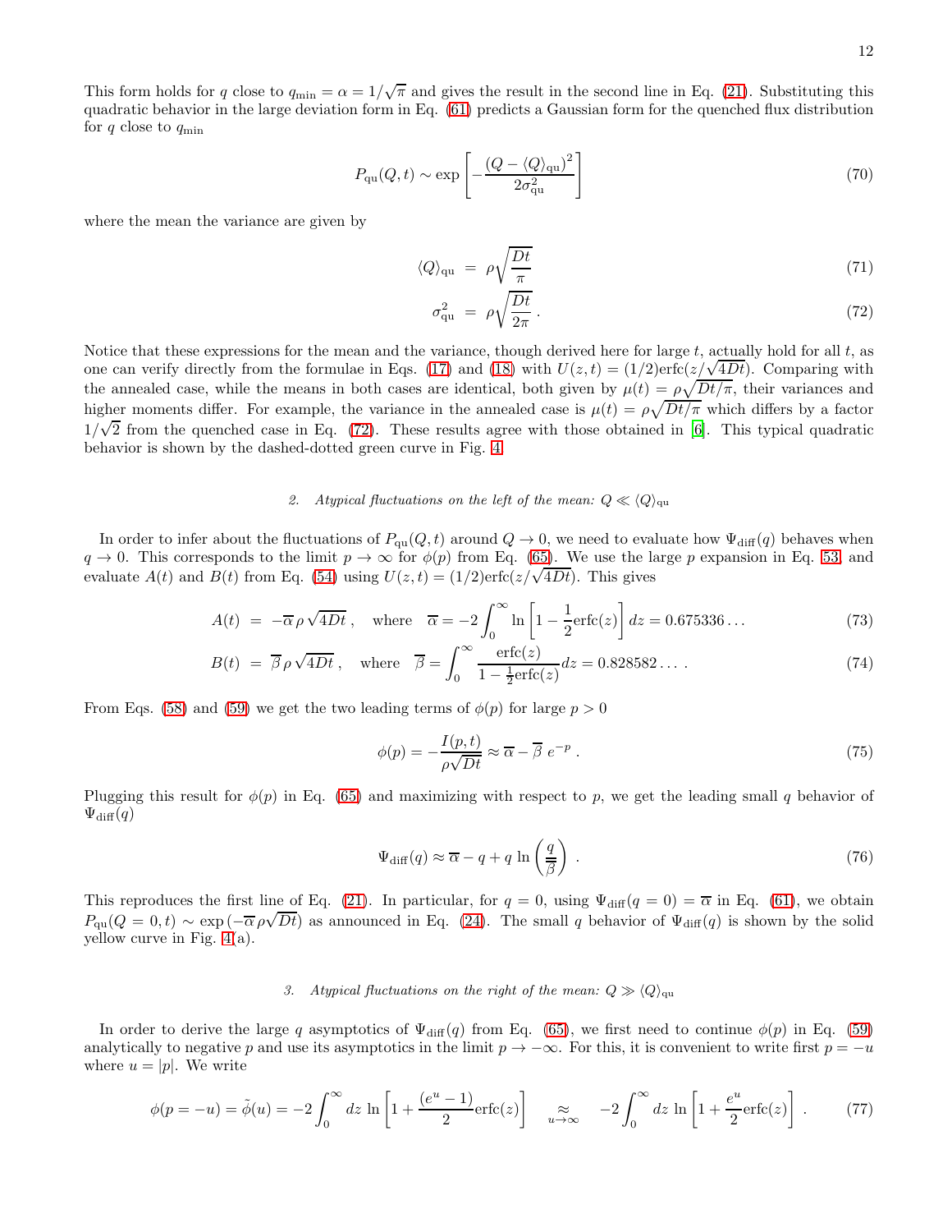This form holds for $q$ close to $q_{\min} = \alpha = 1/\sqrt{\pi}$ and gives the result in the second line in Eq. (21). Substituting this quadratic behavior in the large deviation form in Eq. (61) predicts a Gaussian form for the quenched flux distribution for $q$ close to $q_{\min}$

$$P_{\rm qu}(Q,t) \sim \exp\left[-\frac{(Q-\langle Q\rangle_{\rm qu})^2}{2\sigma_{\rm qu}^2}\right] \tag{70}$$

where the mean the variance are given by

$$\langle Q\rangle_{\rm qu} \;=\; \rho\sqrt{\frac{Dt}{\pi}} \tag{71}$$

$$\sigma_{\rm qu}^2 \;=\; \rho\sqrt{\frac{Dt}{2\pi}}\,. \tag{72}$$

Notice that these expressions for the mean and the variance, though derived here for large $t$, actually hold for all $t$, as one can verify directly from the formulae in Eqs. (17) and (18) with $U(z,t) = (1/2)\mathrm{erfc}(z/\sqrt{4Dt})$. Comparing with the annealed case, while the means in both cases are identical, both given by $\mu(t) = \rho\sqrt{Dt/\pi}$, their variances and higher moments differ. For example, the variance in the annealed case is $\mu(t) = \rho\sqrt{Dt/\pi}$ which differs by a factor $1/\sqrt{2}$ from the quenched case in Eq. (72). These results agree with those obtained in [6]. This typical quadratic behavior is shown by the dashed-dotted green curve in Fig. 4.

#### 2. *Atypical fluctuations on the left of the mean: $Q \ll \langle Q\rangle_{\rm qu}$*

In order to infer about the fluctuations of $P_{\rm qu}(Q,t)$ around $Q\to 0$, we need to evaluate how $\Psi_{\rm diff}(q)$ behaves when $q\to 0$. This corresponds to the limit $p\to\infty$ for $\phi(p)$ from Eq. (65). We use the large $p$ expansion in Eq. 53, and evaluate $A(t)$ and $B(t)$ from Eq. (54) using $U(z,t) = (1/2)\mathrm{erfc}(z/\sqrt{4Dt})$. This gives

$$A(t) \;=\; -\overline{\alpha}\,\rho\,\sqrt{4Dt}\,, \quad \text{where} \quad \overline{\alpha} = -2\int_0^\infty \ln\left[1-\frac{1}{2}\mathrm{erfc}(z)\right]dz = 0.675336\ldots \tag{73}$$

$$B(t) \;=\; \overline{\beta}\,\rho\,\sqrt{4Dt}\,, \quad \text{where} \quad \overline{\beta} = \int_0^\infty \frac{\mathrm{erfc}(z)}{1-\frac{1}{2}\mathrm{erfc}(z)}dz = 0.828582\ldots\,. \tag{74}$$

From Eqs. (58) and (59) we get the two leading terms of $\phi(p)$ for large $p>0$

$$\phi(p) = -\frac{I(p,t)}{\rho\sqrt{Dt}} \approx \overline{\alpha} - \overline{\beta}\; e^{-p}\,. \tag{75}$$

Plugging this result for $\phi(p)$ in Eq. (65) and maximizing with respect to $p$, we get the leading small $q$ behavior of $\Psi_{\rm diff}(q)$

$$\Psi_{\rm diff}(q) \approx \overline{\alpha} - q + q\,\ln\left(\frac{q}{\overline{\beta}}\right)\,. \tag{76}$$

This reproduces the first line of Eq. (21). In particular, for $q=0$, using $\Psi_{\rm diff}(q=0) = \overline{\alpha}$ in Eq. (61), we obtain $P_{\rm qu}(Q=0,t) \sim \exp\left(-\overline{\alpha}\,\rho\sqrt{Dt}\right)$ as announced in Eq. (24). The small $q$ behavior of $\Psi_{\rm diff}(q)$ is shown by the solid yellow curve in Fig. 4(a).

#### 3. *Atypical fluctuations on the right of the mean: $Q \gg \langle Q\rangle_{\rm qu}$*

In order to derive the large $q$ asymptotics of $\Psi_{\rm diff}(q)$ from Eq. (65), we first need to continue $\phi(p)$ in Eq. (59) analytically to negative $p$ and use its asymptotics in the limit $p\to-\infty$. For this, it is convenient to write first $p=-u$ where $u=|p|$. We write

$$\phi(p=-u) = \tilde{\phi}(u) = -2\int_0^\infty dz\,\ln\left[1+\frac{(e^u-1)}{2}\mathrm{erfc}(z)\right] \underset{u\to\infty}{\approx} -2\int_0^\infty dz\,\ln\left[1+\frac{e^u}{2}\mathrm{erfc}(z)\right]\,. \tag{77}$$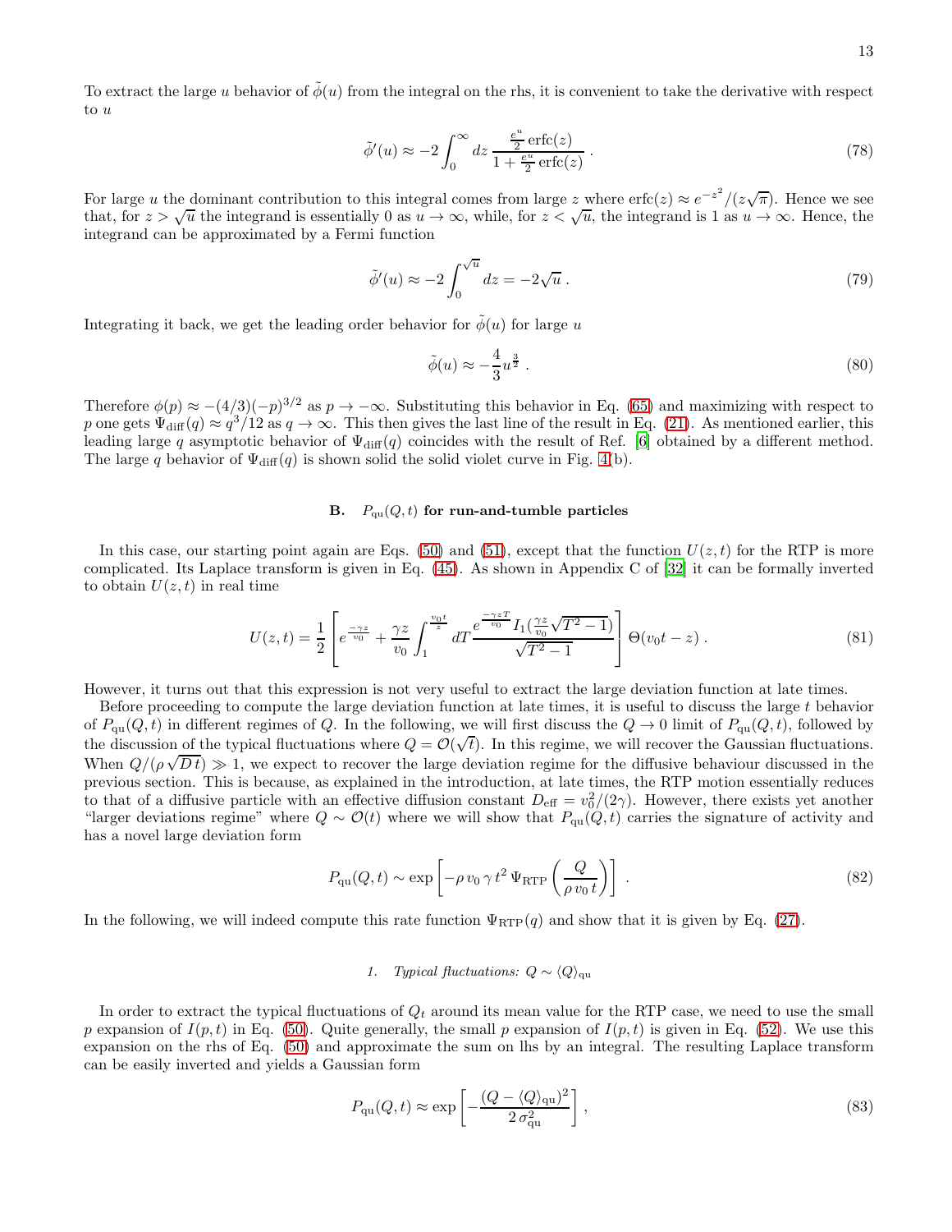To extract the large $u$ behavior of $\tilde{\phi}(u)$ from the integral on the rhs, it is convenient to take the derivative with respect to $u$

$$\tilde{\phi}'(u) \approx -2 \int_0^\infty dz \, \frac{\frac{e^u}{2}\,\mathrm{erfc}(z)}{1+\frac{e^u}{2}\,\mathrm{erfc}(z)} \,. \tag{78}$$

For large $u$ the dominant contribution to this integral comes from large $z$ where $\mathrm{erfc}(z) \approx e^{-z^2}/(z\sqrt{\pi})$. Hence we see that, for $z > \sqrt{u}$ the integrand is essentially 0 as $u \to \infty$, while, for $z < \sqrt{u}$, the integrand is 1 as $u \to \infty$. Hence, the integrand can be approximated by a Fermi function

$$\tilde{\phi}'(u) \approx -2 \int_0^{\sqrt{u}} dz = -2\sqrt{u} \,. \tag{79}$$

Integrating it back, we get the leading order behavior for $\tilde{\phi}(u)$ for large $u$

$$\tilde{\phi}(u) \approx -\frac{4}{3} u^{\frac{3}{2}} \,. \tag{80}$$

Therefore $\phi(p) \approx -(4/3)(-p)^{3/2}$ as $p \to -\infty$. Substituting this behavior in Eq. (65) and maximizing with respect to $p$ one gets $\Psi_{\rm diff}(q) \approx q^3/12$ as $q \to \infty$. This then gives the last line of the result in Eq. (21). As mentioned earlier, this leading large $q$ asymptotic behavior of $\Psi_{\rm diff}(q)$ coincides with the result of Ref. [6] obtained by a different method. The large $q$ behavior of $\Psi_{\rm diff}(q)$ is shown solid the solid violet curve in Fig. 4(b).

### B. $P_{\rm qu}(Q,t)$ for run-and-tumble particles

In this case, our starting point again are Eqs. (50) and (51), except that the function $U(z,t)$ for the RTP is more complicated. Its Laplace transform is given in Eq. (45). As shown in Appendix C of [32] it can be formally inverted to obtain $U(z,t)$ in real time

$$U(z,t) = \frac{1}{2}\left[ e^{\frac{-\gamma z}{v_0}} + \frac{\gamma z}{v_0} \int_1^{\frac{v_0 t}{z}} dT \frac{e^{\frac{-\gamma z T}{v_0}} I_1\!\left(\frac{\gamma z}{v_0}\sqrt{T^2-1}\right)}{\sqrt{T^2-1}} \right] \Theta(v_0 t - z) \,. \tag{81}$$

However, it turns out that this expression is not very useful to extract the large deviation function at late times.

Before proceeding to compute the large deviation function at late times, it is useful to discuss the large $t$ behavior of $P_{\rm qu}(Q,t)$ in different regimes of $Q$. In the following, we will first discuss the $Q \to 0$ limit of $P_{\rm qu}(Q,t)$, followed by the discussion of the typical fluctuations where $Q = \mathcal{O}(\sqrt{t})$. In this regime, we will recover the Gaussian fluctuations. When $Q/(\rho\sqrt{D\,t}) \gg 1$, we expect to recover the large deviation regime for the diffusive behaviour discussed in the previous section. This is because, as explained in the introduction, at late times, the RTP motion essentially reduces to that of a diffusive particle with an effective diffusion constant $D_{\rm eff} = v_0^2/(2\gamma)$. However, there exists yet another "larger deviations regime" where $Q \sim \mathcal{O}(t)$ where we will show that $P_{\rm qu}(Q,t)$ carries the signature of activity and has a novel large deviation form

$$P_{\rm qu}(Q,t) \sim \exp\left[ -\rho\, v_0\, \gamma\, t^2\, \Psi_{\rm RTP}\left(\frac{Q}{\rho\, v_0\, t}\right)\right] \,. \tag{82}$$

In the following, we will indeed compute this rate function $\Psi_{\rm RTP}(q)$ and show that it is given by Eq. (27).

#### 1. *Typical fluctuations:* $Q \sim \langle Q \rangle_{\rm qu}$

In order to extract the typical fluctuations of $Q_t$ around its mean value for the RTP case, we need to use the small $p$ expansion of $I(p,t)$ in Eq. (50). Quite generally, the small $p$ expansion of $I(p,t)$ is given in Eq. (52). We use this expansion on the rhs of Eq. (50) and approximate the sum on lhs by an integral. The resulting Laplace transform can be easily inverted and yields a Gaussian form

$$P_{\rm qu}(Q,t) \approx \exp\left[ -\frac{(Q - \langle Q \rangle_{\rm qu})^2}{2\,\sigma_{\rm qu}^2}\right] , \tag{83}$$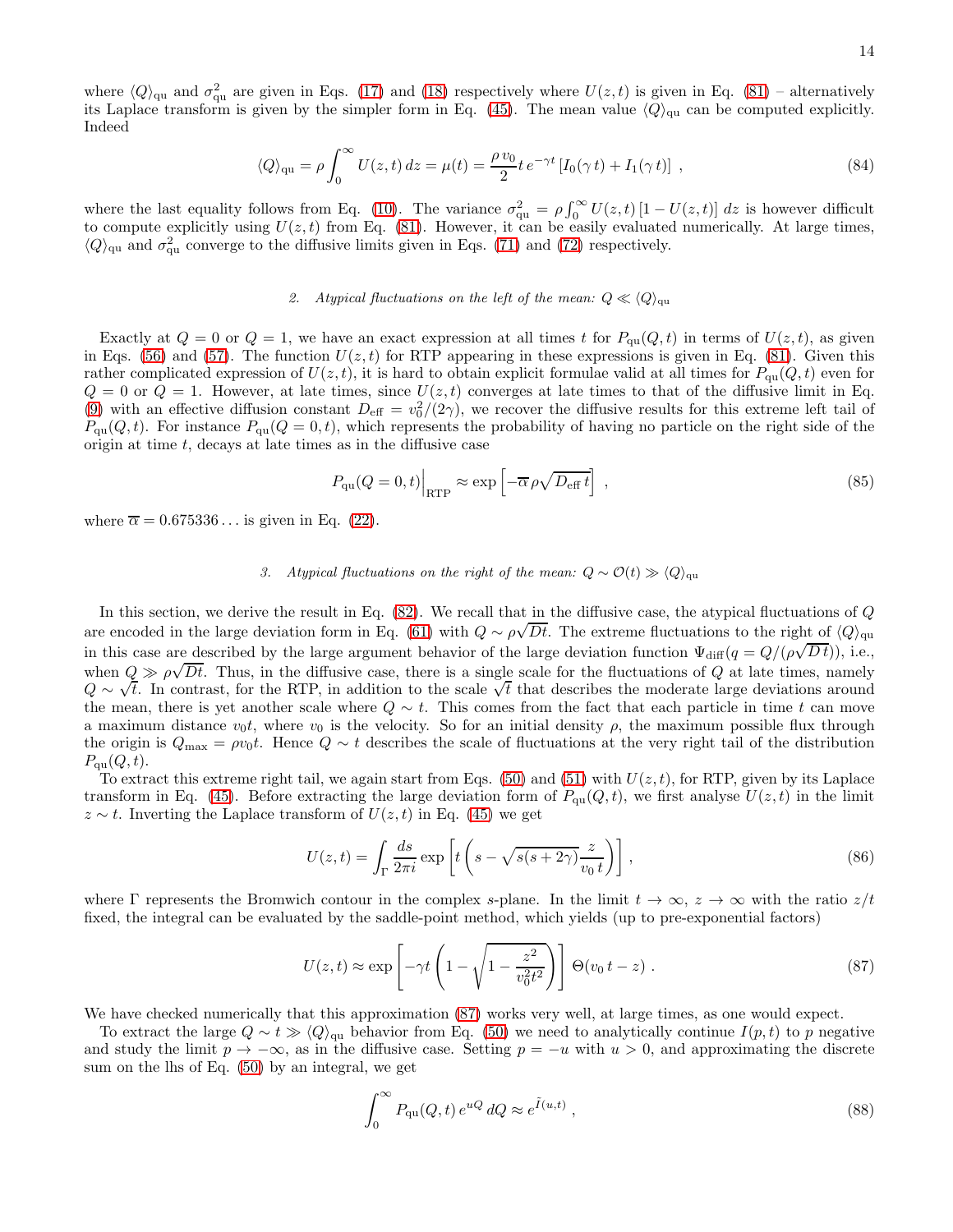where $\langle Q \rangle_{\rm qu}$ and $\sigma^2_{\rm qu}$ are given in Eqs. (17) and (18) respectively where $U(z,t)$ is given in Eq. (81) – alternatively its Laplace transform is given by the simpler form in Eq. (45). The mean value $\langle Q \rangle_{\rm qu}$ can be computed explicitly. Indeed

$$\langle Q \rangle_{\rm qu} = \rho \int_0^\infty U(z,t)\, dz = \mu(t) = \frac{\rho\, v_0}{2} t\, e^{-\gamma t} \left[ I_0(\gamma\, t) + I_1(\gamma\, t) \right] \,, \tag{84}$$

where the last equality follows from Eq. (10). The variance $\sigma^2_{\rm qu} = \rho \int_0^\infty U(z,t)\,[1 - U(z,t)]\, dz$ is however difficult to compute explicitly using $U(z,t)$ from Eq. (81). However, it can be easily evaluated numerically. At large times, $\langle Q \rangle_{\rm qu}$ and $\sigma^2_{\rm qu}$ converge to the diffusive limits given in Eqs. (71) and (72) respectively.

### 2. Atypical fluctuations on the left of the mean: $Q \ll \langle Q \rangle_{\rm qu}$

Exactly at $Q = 0$ or $Q = 1$, we have an exact expression at all times $t$ for $P_{\rm qu}(Q,t)$ in terms of $U(z,t)$, as given in Eqs. (56) and (57). The function $U(z,t)$ for RTP appearing in these expressions is given in Eq. (81). Given this rather complicated expression of $U(z,t)$, it is hard to obtain explicit formulae valid at all times for $P_{\rm qu}(Q,t)$ even for $Q = 0$ or $Q = 1$. However, at late times, since $U(z,t)$ converges at late times to that of the diffusive limit in Eq. (9) with an effective diffusion constant $D_{\rm eff} = v_0^2/(2\gamma)$, we recover the diffusive results for this extreme left tail of $P_{\rm qu}(Q,t)$. For instance $P_{\rm qu}(Q = 0,t)$, which represents the probability of having no particle on the right side of the origin at time $t$, decays at late times as in the diffusive case

$$P_{\rm qu}(Q = 0,t)\Big|_{\rm RTP} \approx \exp\left[-\overline{\alpha}\, \rho \sqrt{D_{\rm eff}\, t}\right] \,, \tag{85}$$

where $\overline{\alpha} = 0.675336\ldots$ is given in Eq. (22).

### 3. Atypical fluctuations on the right of the mean: $Q \sim \mathcal{O}(t) \gg \langle Q \rangle_{\rm qu}$

In this section, we derive the result in Eq. (82). We recall that in the diffusive case, the atypical fluctuations of $Q$ are encoded in the large deviation form in Eq. (61) with $Q \sim \rho\sqrt{Dt}$. The extreme fluctuations to the right of $\langle Q \rangle_{\rm qu}$ in this case are described by the large argument behavior of the large deviation function $\Psi_{\rm diff}(q = Q/(\rho\sqrt{D\,t}))$, i.e., when $Q \gg \rho\sqrt{Dt}$. Thus, in the diffusive case, there is a single scale for the fluctuations of $Q$ at late times, namely $Q \sim \sqrt{t}$. In contrast, for the RTP, in addition to the scale $\sqrt{t}$ that describes the moderate large deviations around the mean, there is yet another scale where $Q \sim t$. This comes from the fact that each particle in time $t$ can move a maximum distance $v_0 t$, where $v_0$ is the velocity. So for an initial density $\rho$, the maximum possible flux through the origin is $Q_{\max} = \rho v_0 t$. Hence $Q \sim t$ describes the scale of fluctuations at the very right tail of the distribution $P_{\rm qu}(Q,t)$.

To extract this extreme right tail, we again start from Eqs. (50) and (51) with $U(z,t)$, for RTP, given by its Laplace transform in Eq. (45). Before extracting the large deviation form of $P_{\rm qu}(Q,t)$, we first analyse $U(z,t)$ in the limit $z \sim t$. Inverting the Laplace transform of $U(z,t)$ in Eq. (45) we get

$$U(z,t) = \int_\Gamma \frac{ds}{2\pi i} \exp\left[t\left(s - \sqrt{s(s+2\gamma)}\frac{z}{v_0\, t}\right)\right] , \tag{86}$$

where $\Gamma$ represents the Bromwich contour in the complex $s$-plane. In the limit $t \to \infty$, $z \to \infty$ with the ratio $z/t$ fixed, the integral can be evaluated by the saddle-point method, which yields (up to pre-exponential factors)

$$U(z,t) \approx \exp\left[-\gamma t \left(1 - \sqrt{1 - \frac{z^2}{v_0^2 t^2}}\right)\right] \Theta(v_0\, t - z) \,. \tag{87}$$

We have checked numerically that this approximation (87) works very well, at large times, as one would expect.

To extract the large $Q \sim t \gg \langle Q \rangle_{\rm qu}$ behavior from Eq. (50) we need to analytically continue $I(p,t)$ to $p$ negative and study the limit $p \to -\infty$, as in the diffusive case. Setting $p = -u$ with $u > 0$, and approximating the discrete sum on the lhs of Eq. (50) by an integral, we get

$$\int_0^\infty P_{\rm qu}(Q,t)\, e^{uQ}\, dQ \approx e^{\tilde{I}(u,t)} \,, \tag{88}$$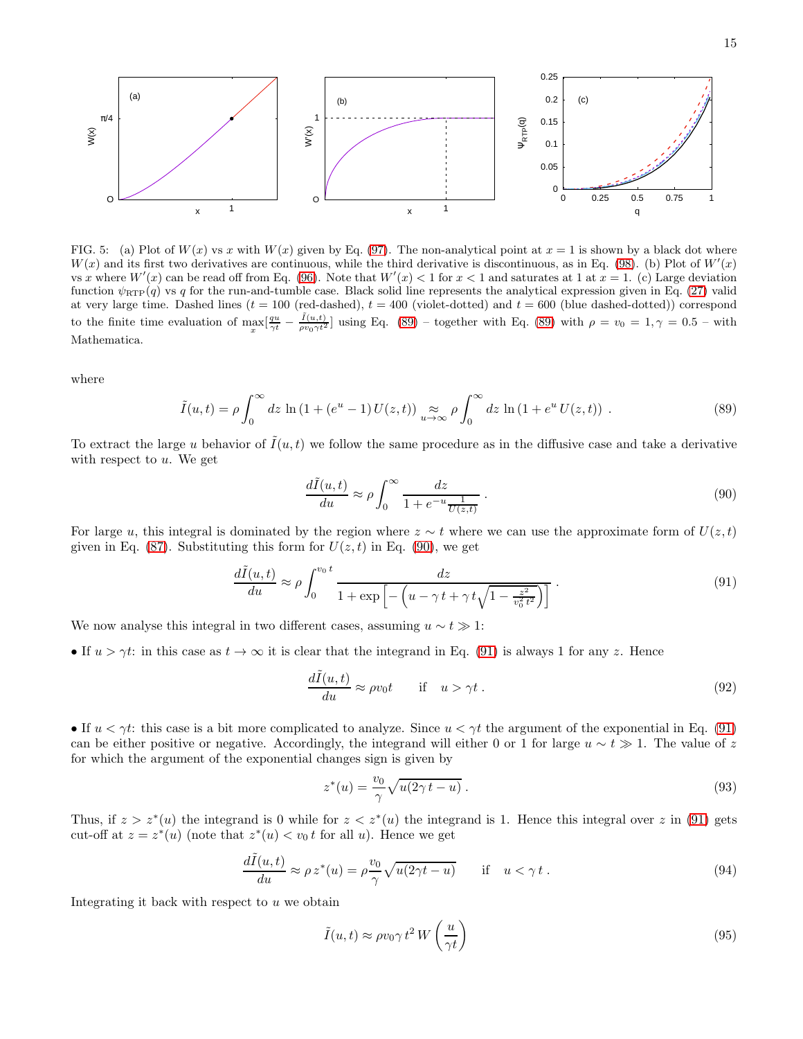FIG. 5: (a) Plot of $W(x)$ vs $x$ with $W(x)$ given by Eq. (97). The non-analytical point at $x=1$ is shown by a black dot where $W(x)$ and its first two derivatives are continuous, while the third derivative is discontinuous, as in Eq. (98). (b) Plot of $W'(x)$ vs $x$ where $W'(x)$ can be read off from Eq. (96). Note that $W'(x)<1$ for $x<1$ and saturates at 1 at $x=1$. (c) Large deviation function $\psi_{\rm RTP}(q)$ vs $q$ for the run-and-tumble case. Black solid line represents the analytical expression given in Eq. (27) valid at very large time. Dashed lines ($t=100$ (red-dashed), $t=400$ (violet-dotted) and $t=600$ (blue dashed-dotted)) correspond to the finite time evaluation of $\max_x [\frac{qu}{\gamma t} - \frac{\tilde I(u,t)}{\rho v_0 \gamma t^2}]$ using Eq. (89) – together with Eq. (89) with $\rho = v_0 = 1, \gamma = 0.5$ – with Mathematica.

where

$$\tilde I(u,t) = \rho \int_0^\infty dz\, \ln\left(1 + (e^u - 1)\, U(z,t)\right) \underset{u\to\infty}{\approx} \rho \int_0^\infty dz\, \ln\left(1 + e^u\, U(z,t)\right) \,. \tag{89}$$

To extract the large $u$ behavior of $\tilde I(u,t)$ we follow the same procedure as in the diffusive case and take a derivative with respect to $u$. We get

$$\frac{d\tilde I(u,t)}{du} \approx \rho \int_0^\infty \frac{dz}{1 + e^{-u}\frac{1}{U(z,t)}} \,. \tag{90}$$

For large $u$, this integral is dominated by the region where $z\sim t$ where we can use the approximate form of $U(z,t)$ given in Eq. (87). Substituting this form for $U(z,t)$ in Eq. (90), we get

$$\frac{d\tilde I(u,t)}{du} \approx \rho \int_0^{v_0\, t} \frac{dz}{1 + \exp\left[-\left(u - \gamma\, t + \gamma\, t\sqrt{1 - \frac{z^2}{v_0^2\, t^2}}\right)\right]} \,. \tag{91}$$

We now analyse this integral in two different cases, assuming $u \sim t \gg 1$:

• If $u > \gamma t$: in this case as $t\to\infty$ it is clear that the integrand in Eq. (91) is always 1 for any $z$. Hence

$$\frac{d\tilde I(u,t)}{du} \approx \rho v_0 t \qquad \text{if} \quad u > \gamma t \,. \tag{92}$$

• If $u < \gamma t$: this case is a bit more complicated to analyze. Since $u<\gamma t$ the argument of the exponential in Eq. (91) can be either positive or negative. Accordingly, the integrand will either 0 or 1 for large $u\sim t \gg 1$. The value of $z$ for which the argument of the exponential changes sign is given by

$$z^*(u) = \frac{v_0}{\gamma}\sqrt{u(2\gamma\, t - u)} \,. \tag{93}$$

Thus, if $z > z^*(u)$ the integrand is 0 while for $z < z^*(u)$ the integrand is 1. Hence this integral over $z$ in (91) gets cut-off at $z = z^*(u)$ (note that $z^*(u) < v_0\, t$ for all $u$). Hence we get

$$\frac{d\tilde I(u,t)}{du} \approx \rho\, z^*(u) = \rho \frac{v_0}{\gamma}\sqrt{u(2\gamma t - u)} \qquad \text{if} \quad u < \gamma\, t \,. \tag{94}$$

Integrating it back with respect to $u$ we obtain

$$\tilde I(u,t) \approx \rho v_0 \gamma\, t^2\, W\left(\frac{u}{\gamma t}\right) \tag{95}$$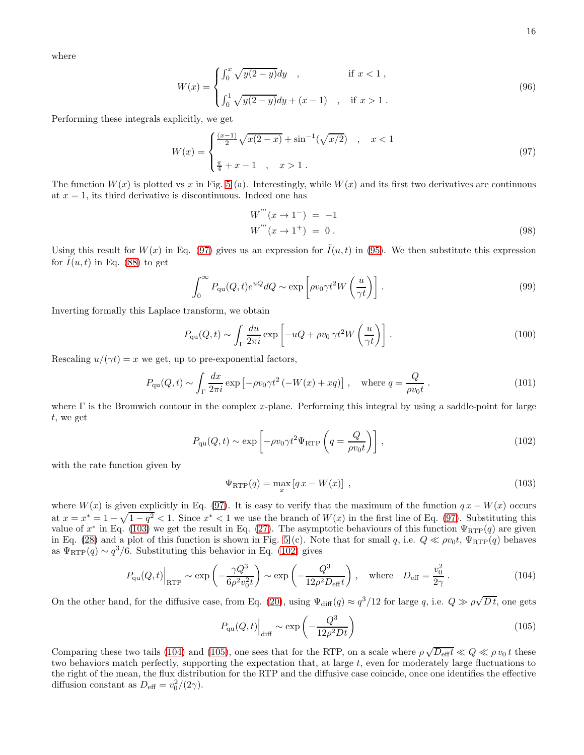where

$$W(x) = \begin{cases} \int_0^x \sqrt{y(2-y)}dy \quad , & \text{if } x < 1 \, , \\ \\ \int_0^1 \sqrt{y(2-y)}dy + (x-1) \quad , & \text{if } x > 1 \, . \end{cases} \tag{96}$$

Performing these integrals explicitly, we get

$$W(x) = \begin{cases} \frac{(x-1)}{2}\sqrt{x(2-x)} + \sin^{-1}(\sqrt{x/2}) \quad , \quad x < 1 \\ \\ \frac{\pi}{4} + x - 1 \quad , \quad x > 1 \, . \end{cases} \tag{97}$$

The function $W(x)$ is plotted vs $x$ in Fig. 5 (a). Interestingly, while $W(x)$ and its first two derivatives are continuous at $x = 1$, its third derivative is discontinuous. Indeed one has

$$\begin{aligned} W^{'''}(x \to 1^-) &= -1 \\ W^{'''}(x \to 1^+) &= 0 \, . \end{aligned} \tag{98}$$

Using this result for $W(x)$ in Eq. (97) gives us an expression for $\tilde{I}(u,t)$ in (95). We then substitute this expression for $\tilde{I}(u,t)$ in Eq. (88) to get

$$\int_0^\infty P_{\rm qu}(Q,t) e^{uQ} dQ \sim \exp\left[\rho v_0 \gamma t^2 W\left(\frac{u}{\gamma t}\right)\right] . \tag{99}$$

Inverting formally this Laplace transform, we obtain

$$P_{\rm qu}(Q,t) \sim \int_\Gamma \frac{du}{2\pi i} \exp\left[-uQ + \rho v_0 \, \gamma t^2 W\left(\frac{u}{\gamma t}\right)\right] . \tag{100}$$

Rescaling $u/(\gamma t) = x$ we get, up to pre-exponential factors,

$$P_{\rm qu}(Q,t) \sim \int_\Gamma \frac{dx}{2\pi i} \exp\left[-\rho v_0 \gamma t^2 \left(-W(x) + xq\right)\right] , \quad \text{where } q = \frac{Q}{\rho v_0 t} \, . \tag{101}$$

where $\Gamma$ is the Bromwich contour in the complex $x$-plane. Performing this integral by using a saddle-point for large $t$, we get

$$P_{\rm qu}(Q,t) \sim \exp\left[-\rho v_0 \gamma t^2 \Psi_{\rm RTP}\left(q = \frac{Q}{\rho v_0 t}\right)\right] , \tag{102}$$

with the rate function given by

$$\Psi_{\rm RTP}(q) = \max_x \left[q\, x - W(x)\right] , \tag{103}$$

where $W(x)$ is given explicitly in Eq. (97). It is easy to verify that the maximum of the function $q\, x - W(x)$ occurs at $x = x^* = 1 - \sqrt{1-q^2} < 1$. Since $x^* < 1$ we use the branch of $W(x)$ in the first line of Eq. (97). Substituting this value of $x^*$ in Eq. (103) we get the result in Eq. (27). The asymptotic behaviours of this function $\Psi_{\rm RTP}(q)$ are given in Eq. (28) and a plot of this function is shown in Fig. 5 (c). Note that for small $q$, i.e. $Q \ll \rho v_0 t$, $\Psi_{\rm RTP}(q)$ behaves as $\Psi_{\rm RTP}(q) \sim q^3/6$. Substituting this behavior in Eq. (102) gives

$$P_{\rm qu}(Q,t)\Big|_{\rm RTP} \sim \exp\left(-\frac{\gamma Q^3}{6\rho^2 v_0^2 t}\right) \sim \exp\left(-\frac{Q^3}{12\rho^2 D_{\rm eff} t}\right) , \quad \text{where} \quad D_{\rm eff} = \frac{v_0^2}{2\gamma} \, . \tag{104}$$

On the other hand, for the diffusive case, from Eq. (20), using $\Psi_{\rm diff}(q) \approx q^3/12$ for large $q$, i.e. $Q \gg \rho\sqrt{D\, t}$, one gets

$$P_{\rm qu}(Q,t)\Big|_{\rm diff} \sim \exp\left(-\frac{Q^3}{12\rho^2 D t}\right) \tag{105}$$

Comparing these two tails (104) and (105), one sees that for the RTP, on a scale where $\rho\sqrt{D_{\rm eff} t} \ll Q \ll \rho\, v_0\, t$ these two behaviors match perfectly, supporting the expectation that, at large $t$, even for moderately large fluctuations to the right of the mean, the flux distribution for the RTP and the diffusive case coincide, once one identifies the effective diffusion constant as $D_{\rm eff} = v_0^2/(2\gamma)$.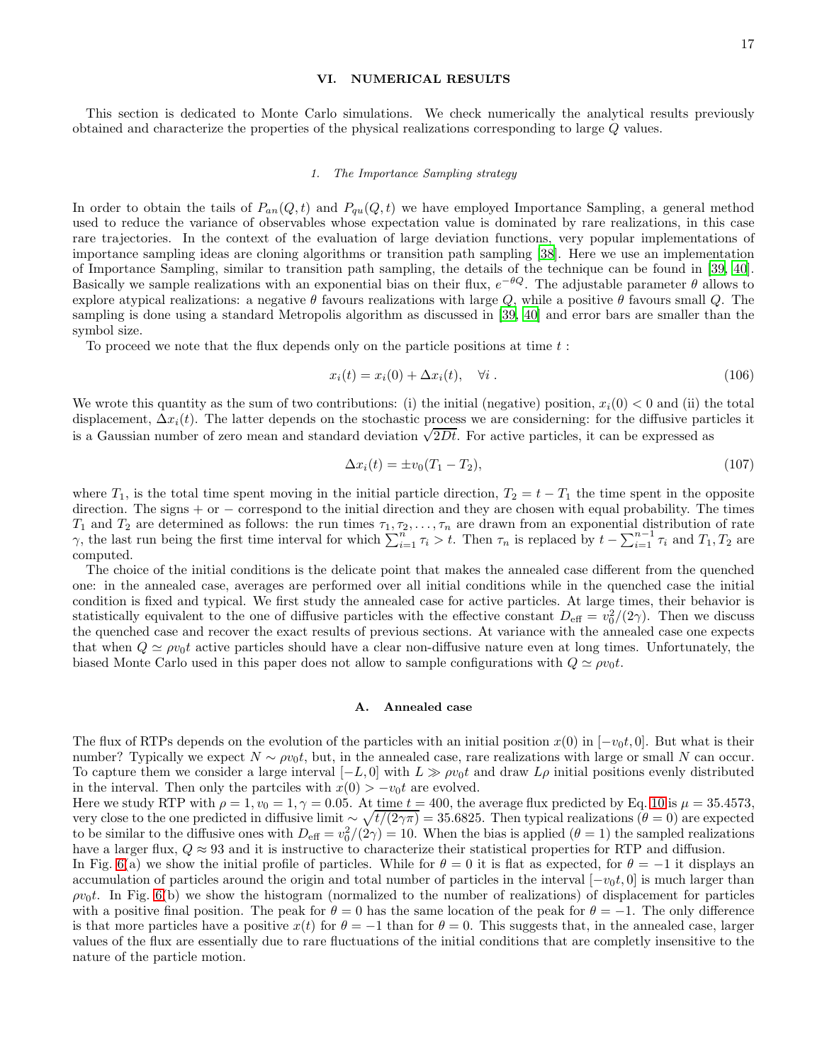## VI. NUMERICAL RESULTS

This section is dedicated to Monte Carlo simulations. We check numerically the analytical results previously obtained and characterize the properties of the physical realizations corresponding to large $Q$ values.

### 1. The Importance Sampling strategy

In order to obtain the tails of $P_{an}(Q,t)$ and $P_{qu}(Q,t)$ we have employed Importance Sampling, a general method used to reduce the variance of observables whose expectation value is dominated by rare realizations, in this case rare trajectories. In the context of the evaluation of large deviation functions, very popular implementations of importance sampling ideas are cloning algorithms or transition path sampling [38]. Here we use an implementation of Importance Sampling, similar to transition path sampling, the details of the technique can be found in [39, 40]. Basically we sample realizations with an exponential bias on their flux, $e^{-\theta Q}$. The adjustable parameter $\theta$ allows to explore atypical realizations: a negative $\theta$ favours realizations with large $Q$, while a positive $\theta$ favours small $Q$. The sampling is done using a standard Metropolis algorithm as discussed in [39, 40] and error bars are smaller than the symbol size.

To proceed we note that the flux depends only on the particle positions at time $t$ :

$$x_i(t) = x_i(0) + \Delta x_i(t), \quad \forall i \,. \tag{106}$$

We wrote this quantity as the sum of two contributions: (i) the initial (negative) position, $x_i(0) < 0$ and (ii) the total displacement, $\Delta x_i(t)$. The latter depends on the stochastic process we are considerning: for the diffusive particles it is a Gaussian number of zero mean and standard deviation $\sqrt{2Dt}$. For active particles, it can be expressed as

$$\Delta x_i(t) = \pm v_0 (T_1 - T_2), \tag{107}$$

where $T_1$, is the total time spent moving in the initial particle direction, $T_2 = t - T_1$ the time spent in the opposite direction. The signs $+$ or $-$ correspond to the initial direction and they are chosen with equal probability. The times $T_1$ and $T_2$ are determined as follows: the run times $\tau_1, \tau_2, \ldots, \tau_n$ are drawn from an exponential distribution of rate $\gamma$, the last run being the first time interval for which $\sum_{i=1}^{n} \tau_i > t$. Then $\tau_n$ is replaced by $t - \sum_{i=1}^{n-1} \tau_i$ and $T_1, T_2$ are computed.

The choice of the initial conditions is the delicate point that makes the annealed case different from the quenched one: in the annealed case, averages are performed over all initial conditions while in the quenched case the initial condition is fixed and typical. We first study the annealed case for active particles. At large times, their behavior is statistically equivalent to the one of diffusive particles with the effective constant $D_{\text{eff}} = v_0^2/(2\gamma)$. Then we discuss the quenched case and recover the exact results of previous sections. At variance with the annealed case one expects that when $Q \simeq \rho v_0 t$ active particles should have a clear non-diffusive nature even at long times. Unfortunately, the biased Monte Carlo used in this paper does not allow to sample configurations with $Q \simeq \rho v_0 t$.

### A. Annealed case

The flux of RTPs depends on the evolution of the particles with an initial position $x(0)$ in $[-v_0 t, 0]$. But what is their number? Typically we expect $N \sim \rho v_0 t$, but, in the annealed case, rare realizations with large or small $N$ can occur. To capture them we consider a large interval $[-L, 0]$ with $L \gg \rho v_0 t$ and draw $L\rho$ initial positions evenly distributed in the interval. Then only the partciles with $x(0) > -v_0 t$ are evolved.

Here we study RTP with $\rho = 1, v_0 = 1, \gamma = 0.05$. At time $t = 400$, the average flux predicted by Eq. 10 is $\mu = 35.4573$, very close to the one predicted in diffusive limit $\sim \sqrt{t/(2\gamma\pi)} = 35.6825$. Then typical realizations ($\theta = 0$) are expected to be similar to the diffusive ones with $D_{\text{eff}} = v_0^2/(2\gamma) = 10$. When the bias is applied ($\theta = 1$) the sampled realizations have a larger flux, $Q \approx 93$ and it is instructive to characterize their statistical properties for RTP and diffusion.

In Fig. 6(a) we show the initial profile of particles. While for $\theta = 0$ it is flat as expected, for $\theta = -1$ it displays an accumulation of particles around the origin and total number of particles in the interval $[-v_0 t, 0]$ is much larger than $\rho v_0 t$. In Fig. 6(b) we show the histogram (normalized to the number of realizations) of displacement for particles with a positive final position. The peak for $\theta = 0$ has the same location of the peak for $\theta = -1$. The only difference is that more particles have a positive $x(t)$ for $\theta = -1$ than for $\theta = 0$. This suggests that, in the annealed case, larger values of the flux are essentially due to rare fluctuations of the initial conditions that are completly insensitive to the nature of the particle motion.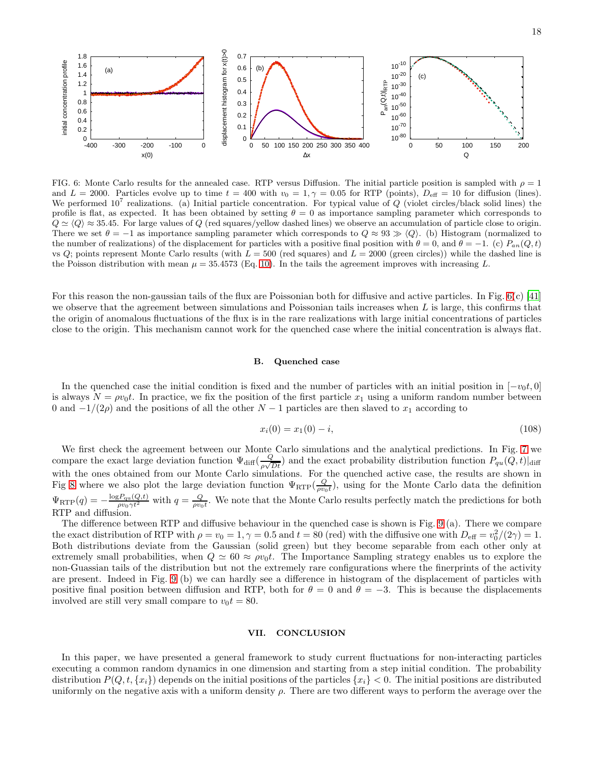FIG. 6: Monte Carlo results for the annealed case. RTP versus Diffusion. The initial particle position is sampled with $\rho = 1$ and $L = 2000$. Particles evolve up to time $t = 400$ with $v_0 = 1, \gamma = 0.05$ for RTP (points), $D_{\rm eff} = 10$ for diffusion (lines). We performed $10^7$ realizations. (a) Initial particle concentration. For typical value of $Q$ (violet circles/black solid lines) the profile is flat, as expected. It has been obtained by setting $\theta = 0$ as importance sampling parameter which corresponds to $Q \simeq \langle Q\rangle \approx 35.45$. For large values of $Q$ (red squares/yellow dashed lines) we observe an accumulation of particle close to origin. There we set $\theta = -1$ as importance sampling parameter which corresponds to $Q \approx 93 \gg \langle Q\rangle$. (b) Histogram (normalized to the number of realizations) of the displacement for particles with a positive final position with $\theta = 0$, and $\theta = -1$. (c) $P_{an}(Q,t)$ vs $Q$; points represent Monte Carlo results (with $L = 500$ (red squares) and $L = 2000$ (green circles)) while the dashed line is the Poisson distribution with mean $\mu = 35.4573$ (Eq. 10). In the tails the agreement improves with increasing $L$.

For this reason the non-gaussian tails of the flux are Poissonian both for diffusive and active particles. In Fig. 6(c) [41] we observe that the agreement between simulations and Poissonian tails increases when $L$ is large, this confirms that the origin of anomalous fluctuations of the flux is in the rare realizations with large initial concentrations of particles close to the origin. This mechanism cannot work for the quenched case where the initial concentration is always flat.

### B. Quenched case

In the quenched case the initial condition is fixed and the number of particles with an initial position in $[-v_0 t, 0]$ is always $N = \rho v_0 t$. In practice, we fix the position of the first particle $x_1$ using a uniform random number between 0 and $-1/(2\rho)$ and the positions of all the other $N - 1$ particles are then slaved to $x_1$ according to

$$x_i(0) = x_1(0) - i, \tag{108}$$

We first check the agreement between our Monte Carlo simulations and the analytical predictions. In Fig. 7 we compare the exact large deviation function $\Psi_{\rm diff}(\frac{Q}{\rho\sqrt{Dt}})$ and the exact probability distribution function $P_{qu}(Q,t)|_{\rm diff}$ with the ones obtained from our Monte Carlo simulations. For the quenched active case, the results are shown in Fig 8 where we also plot the large deviation function $\Psi_{\rm RTP}(\frac{Q}{\rho v_0 t})$, using for the Monte Carlo data the definition $\Psi_{\rm RTP}(q) = -\frac{\log P_{\rm qu}(Q,t)}{\rho v_0 \gamma t^2}$ with $q = \frac{Q}{\rho v_0 t}$. We note that the Monte Carlo results perfectly match the predictions for both RTP and diffusion.

The difference between RTP and diffusive behaviour in the quenched case is shown is Fig. 9 (a). There we compare the exact distribution of RTP with $\rho = v_0 = 1, \gamma = 0.5$ and $t = 80$ (red) with the diffusive one with $D_{\rm eff} = v_0^2/(2\gamma) = 1$. Both distributions deviate from the Gaussian (solid green) but they become separable from each other only at extremely small probabilities, when $Q \simeq 60 \approx \rho v_0 t$. The Importance Sampling strategy enables us to explore the non-Guassian tails of the distribution but not the extremely rare configurations where the finerprints of the activity are present. Indeed in Fig. 9 (b) we can hardly see a difference in histogram of the displacement of particles with positive final position between diffusion and RTP, both for $\theta = 0$ and $\theta = -3$. This is because the displacements involved are still very small compare to $v_0 t = 80$.

## VII. CONCLUSION

In this paper, we have presented a general framework to study current fluctuations for non-interacting particles executing a common random dynamics in one dimension and starting from a step initial condition. The probability distribution $P(Q, t, \{x_i\})$ depends on the initial positions of the particles $\{x_i\} < 0$. The initial positions are distributed uniformly on the negative axis with a uniform density $\rho$. There are two different ways to perform the average over the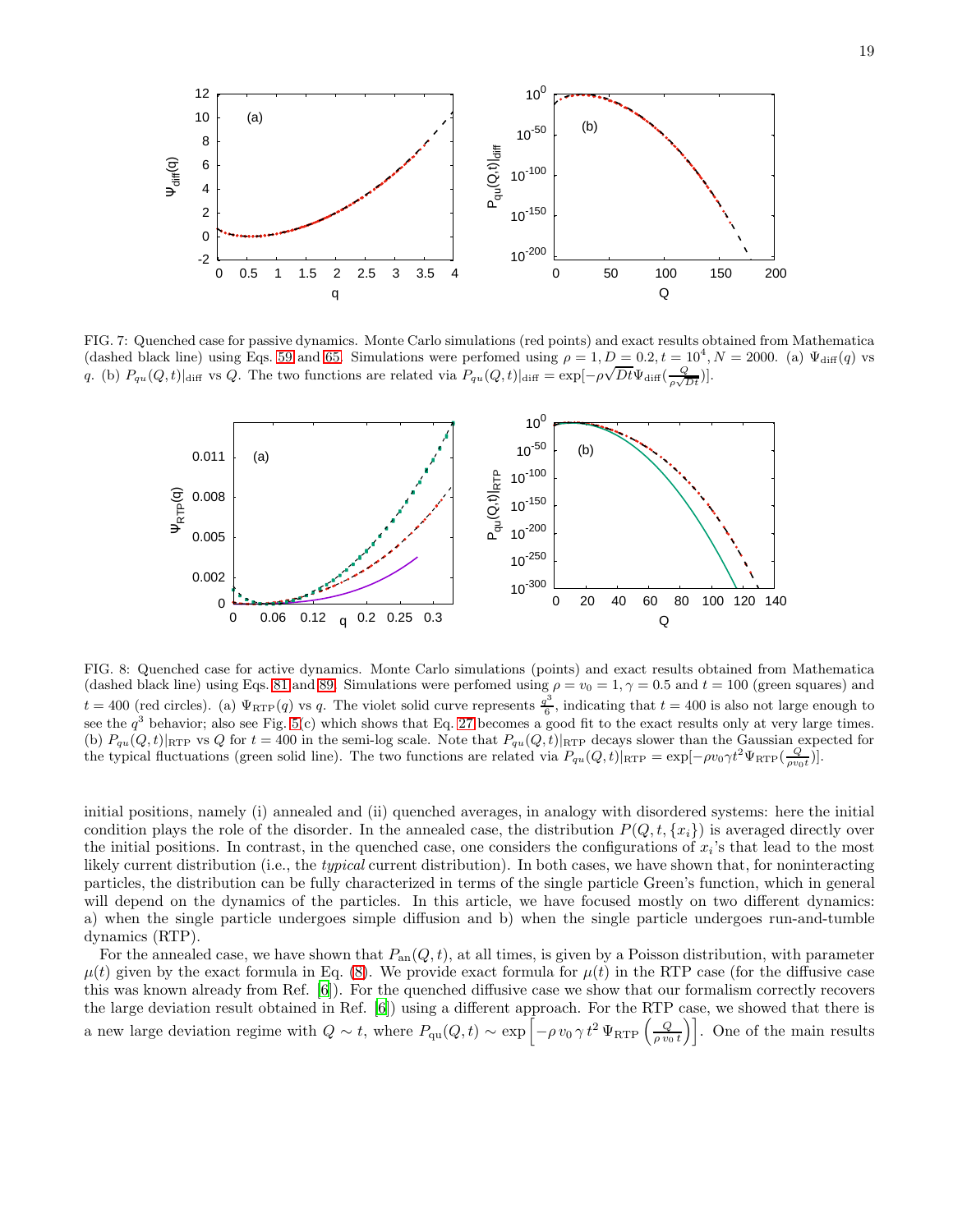FIG. 7: Quenched case for passive dynamics. Monte Carlo simulations (red points) and exact results obtained from Mathematica (dashed black line) using Eqs. 59 and 65. Simulations were perfomed using $\rho = 1, D = 0.2, t = 10^4, N = 2000$. (a) $\Psi_{\rm diff}(q)$ vs $q$. (b) $P_{qu}(Q,t)|_{\rm diff}$ vs $Q$. The two functions are related via $P_{qu}(Q,t)|_{\rm diff} = \exp[-\rho\sqrt{Dt}\Psi_{\rm diff}(\frac{Q}{\rho\sqrt{Dt}})]$.

FIG. 8: Quenched case for active dynamics. Monte Carlo simulations (points) and exact results obtained from Mathematica (dashed black line) using Eqs. 81 and 89. Simulations were perfomed using $\rho = v_0 = 1, \gamma = 0.5$ and $t = 100$ (green squares) and $t = 400$ (red circles). (a) $\Psi_{\rm RTP}(q)$ vs $q$. The violet solid curve represents $\frac{q^3}{6}$, indicating that $t = 400$ is also not large enough to see the $q^3$ behavior; also see Fig. 5(c) which shows that Eq. 27 becomes a good fit to the exact results only at very large times. (b) $P_{qu}(Q,t)|_{\rm RTP}$ vs $Q$ for $t = 400$ in the semi-log scale. Note that $P_{qu}(Q,t)|_{\rm RTP}$ decays slower than the Gaussian expected for the typical fluctuations (green solid line). The two functions are related via $P_{qu}(Q,t)|_{\rm RTP} = \exp[-\rho v_0 \gamma t^2 \Psi_{\rm RTP}(\frac{Q}{\rho v_0 t})]$.

initial positions, namely (i) annealed and (ii) quenched averages, in analogy with disordered systems: here the initial condition plays the role of the disorder. In the annealed case, the distribution $P(Q,t,\{x_i\})$ is averaged directly over the initial positions. In contrast, in the quenched case, one considers the configurations of $x_i$'s that lead to the most likely current distribution (i.e., the *typical* current distribution). In both cases, we have shown that, for noninteracting particles, the distribution can be fully characterized in terms of the single particle Green's function, which in general will depend on the dynamics of the particles. In this article, we have focused mostly on two different dynamics: a) when the single particle undergoes simple diffusion and b) when the single particle undergoes run-and-tumble dynamics (RTP).

For the annealed case, we have shown that $P_{\rm an}(Q,t)$, at all times, is given by a Poisson distribution, with parameter $\mu(t)$ given by the exact formula in Eq. (8). We provide exact formula for $\mu(t)$ in the RTP case (for the diffusive case this was known already from Ref. [6]). For the quenched diffusive case we show that our formalism correctly recovers the large deviation result obtained in Ref. [6]) using a different approach. For the RTP case, we showed that there is a new large deviation regime with $Q \sim t$, where $P_{\rm qu}(Q,t) \sim \exp\left[-\rho\, v_0\, \gamma\, t^2\, \Psi_{\rm RTP}\left(\frac{Q}{\rho\, v_0\, t}\right)\right]$. One of the main results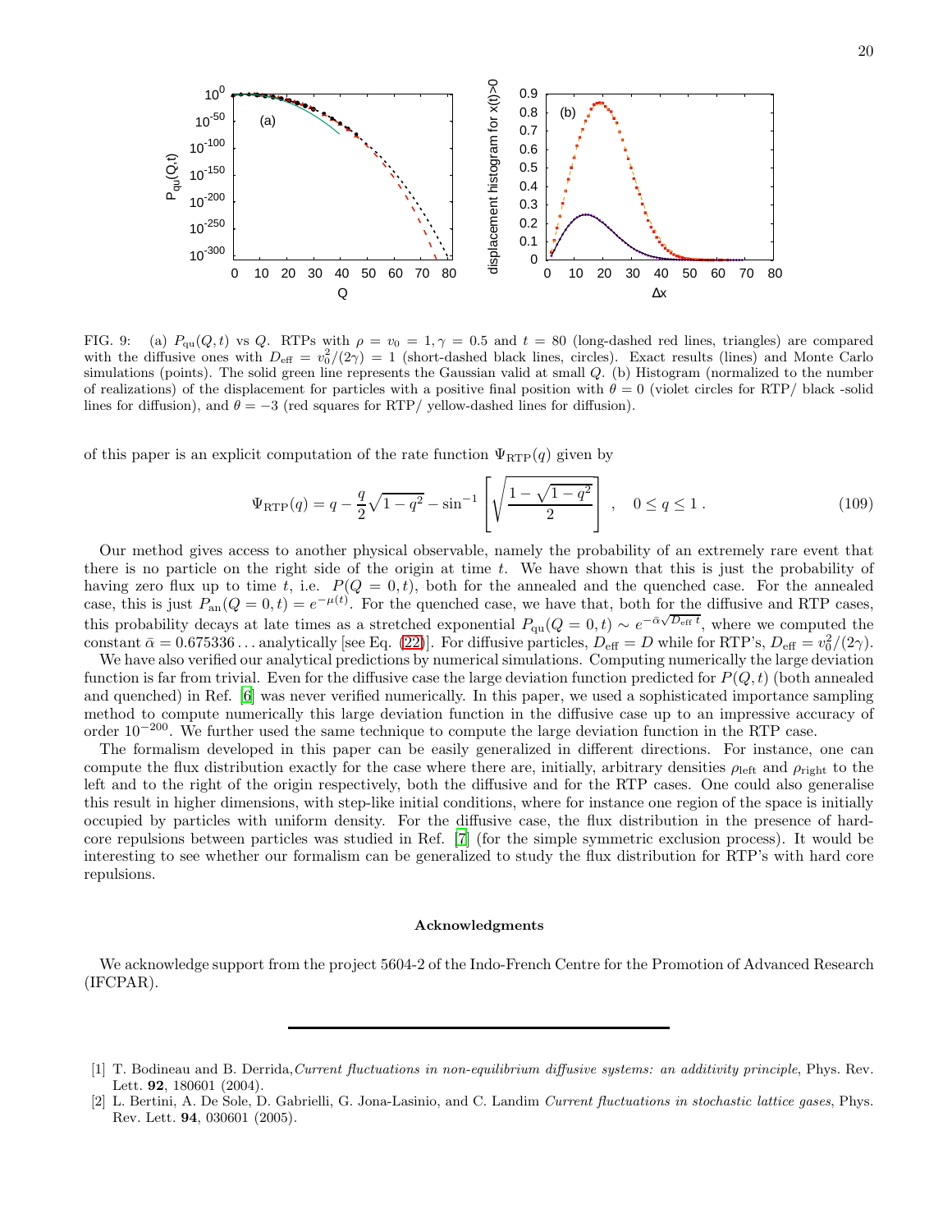FIG. 9: (a) $P_{\rm qu}(Q,t)$ vs $Q$. RTPs with $\rho = v_0 = 1, \gamma = 0.5$ and $t = 80$ (long-dashed red lines, triangles) are compared with the diffusive ones with $D_{\rm eff} = v_0^2/(2\gamma) = 1$ (short-dashed black lines, circles). Exact results (lines) and Monte Carlo simulations (points). The solid green line represents the Gaussian valid at small $Q$. (b) Histogram (normalized to the number of realizations) of the displacement for particles with a positive final position with $\theta = 0$ (violet circles for RTP/ black -solid lines for diffusion), and $\theta = -3$ (red squares for RTP/ yellow-dashed lines for diffusion).

of this paper is an explicit computation of the rate function $\Psi_{\rm RTP}(q)$ given by

$$\Psi_{\rm RTP}(q) = q - \frac{q}{2}\sqrt{1-q^2} - \sin^{-1}\left[\sqrt{\frac{1-\sqrt{1-q^2}}{2}}\right] \;, \quad 0 \le q \le 1 \,. \tag{109}$$

Our method gives access to another physical observable, namely the probability of an extremely rare event that there is no particle on the right side of the origin at time $t$. We have shown that this is just the probability of having zero flux up to time $t$, i.e. $P(Q=0,t)$, both for the annealed and the quenched case. For the annealed case, this is just $P_{\rm an}(Q=0,t) = e^{-\mu(t)}$. For the quenched case, we have that, both for the diffusive and RTP cases, this probability decays at late times as a stretched exponential $P_{\rm qu}(Q=0,t) \sim e^{-\bar{\alpha}\sqrt{D_{\rm eff}\, t}}$, where we computed the constant $\bar{\alpha} = 0.675336\ldots$ analytically [see Eq. (22)]. For diffusive particles, $D_{\rm eff} = D$ while for RTP's, $D_{\rm eff} = v_0^2/(2\gamma)$.

We have also verified our analytical predictions by numerical simulations. Computing numerically the large deviation function is far from trivial. Even for the diffusive case the large deviation function predicted for $P(Q,t)$ (both annealed and quenched) in Ref. [6] was never verified numerically. In this paper, we used a sophisticated importance sampling method to compute numerically this large deviation function in the diffusive case up to an impressive accuracy of order $10^{-200}$. We further used the same technique to compute the large deviation function in the RTP case.

The formalism developed in this paper can be easily generalized in different directions. For instance, one can compute the flux distribution exactly for the case where there are, initially, arbitrary densities $\rho_{\rm left}$ and $\rho_{\rm right}$ to the left and to the right of the origin respectively, both the diffusive and for the RTP cases. One could also generalise this result in higher dimensions, with step-like initial conditions, where for instance one region of the space is initially occupied by particles with uniform density. For the diffusive case, the flux distribution in the presence of hard-core repulsions between particles was studied in Ref. [7] (for the simple symmetric exclusion process). It would be interesting to see whether our formalism can be generalized to study the flux distribution for RTP's with hard core repulsions.

### Acknowledgments

We acknowledge support from the project 5604-2 of the Indo-French Centre for the Promotion of Advanced Research (IFCPAR).

---

[1] T. Bodineau and B. Derrida, *Current fluctuations in non-equilibrium diffusive systems: an additivity principle*, Phys. Rev. Lett. **92**, 180601 (2004).

[2] L. Bertini, A. De Sole, D. Gabrielli, G. Jona-Lasinio, and C. Landim *Current fluctuations in stochastic lattice gases*, Phys. Rev. Lett. **94**, 030601 (2005).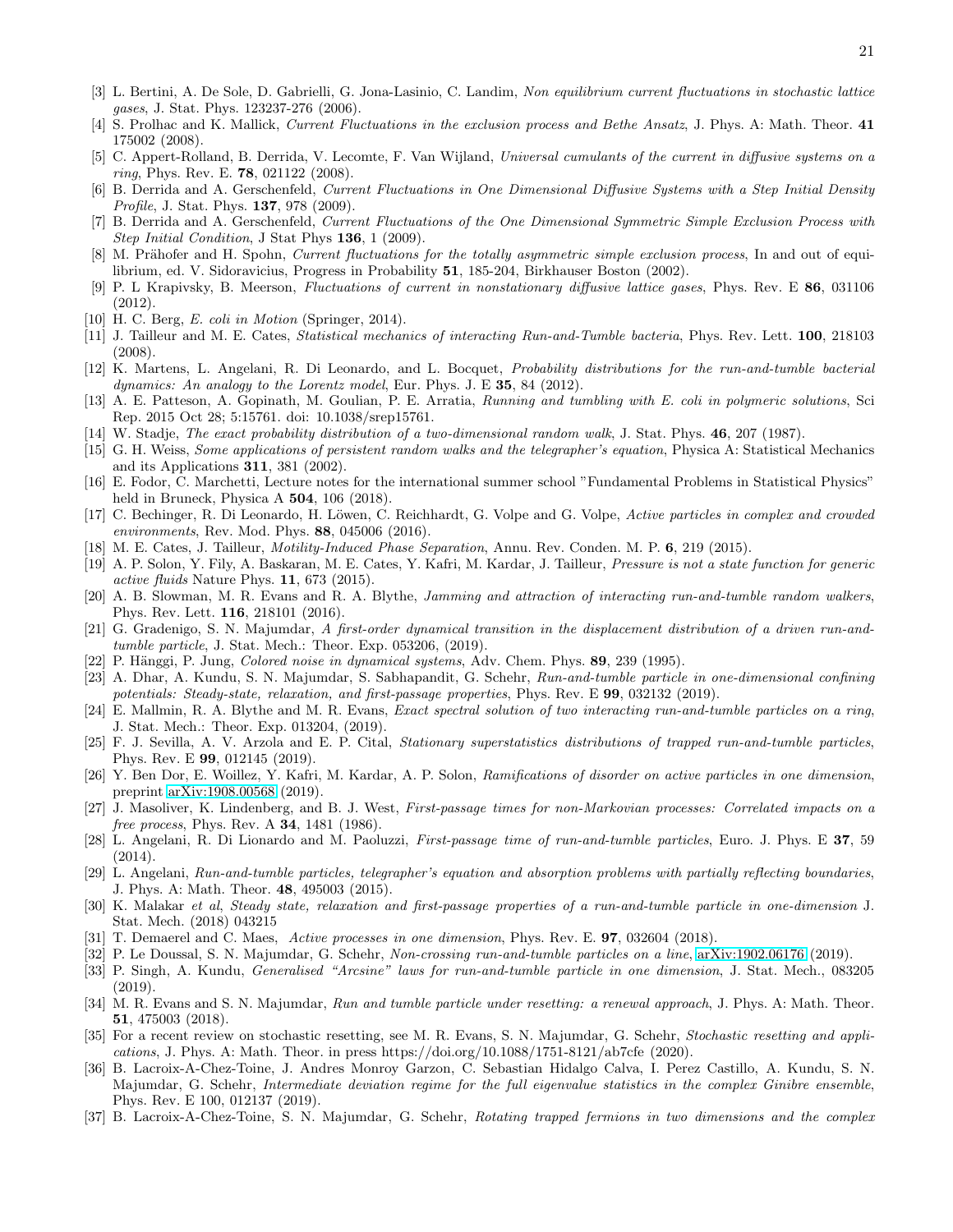[3] L. Bertini, A. De Sole, D. Gabrielli, G. Jona-Lasinio, C. Landim, *Non equilibrium current fluctuations in stochastic lattice gases*, J. Stat. Phys. 123237-276 (2006).

[4] S. Prolhac and K. Mallick, *Current Fluctuations in the exclusion process and Bethe Ansatz*, J. Phys. A: Math. Theor. **41** 175002 (2008).

[5] C. Appert-Rolland, B. Derrida, V. Lecomte, F. Van Wijland, *Universal cumulants of the current in diffusive systems on a ring*, Phys. Rev. E. **78**, 021122 (2008).

[6] B. Derrida and A. Gerschenfeld, *Current Fluctuations in One Dimensional Diffusive Systems with a Step Initial Density Profile*, J. Stat. Phys. **137**, 978 (2009).

[7] B. Derrida and A. Gerschenfeld, *Current Fluctuations of the One Dimensional Symmetric Simple Exclusion Process with Step Initial Condition*, J Stat Phys **136**, 1 (2009).

[8] M. Prähofer and H. Spohn, *Current fluctuations for the totally asymmetric simple exclusion process*, In and out of equilibrium, ed. V. Sidoravicius, Progress in Probability **51**, 185-204, Birkhauser Boston (2002).

[9] P. L Krapivsky, B. Meerson, *Fluctuations of current in nonstationary diffusive lattice gases*, Phys. Rev. E **86**, 031106 (2012).

[10] H. C. Berg, *E. coli in Motion* (Springer, 2014).

[11] J. Tailleur and M. E. Cates, *Statistical mechanics of interacting Run-and-Tumble bacteria*, Phys. Rev. Lett. **100**, 218103 (2008).

[12] K. Martens, L. Angelani, R. Di Leonardo, and L. Bocquet, *Probability distributions for the run-and-tumble bacterial dynamics: An analogy to the Lorentz model*, Eur. Phys. J. E **35**, 84 (2012).

[13] A. E. Patteson, A. Gopinath, M. Goulian, P. E. Arratia, *Running and tumbling with E. coli in polymeric solutions*, Sci Rep. 2015 Oct 28; 5:15761. doi: 10.1038/srep15761.

[14] W. Stadje, *The exact probability distribution of a two-dimensional random walk*, J. Stat. Phys. **46**, 207 (1987).

[15] G. H. Weiss, *Some applications of persistent random walks and the telegrapher's equation*, Physica A: Statistical Mechanics and its Applications **311**, 381 (2002).

[16] E. Fodor, C. Marchetti, Lecture notes for the international summer school "Fundamental Problems in Statistical Physics" held in Bruneck, Physica A **504**, 106 (2018).

[17] C. Bechinger, R. Di Leonardo, H. Löwen, C. Reichhardt, G. Volpe and G. Volpe, *Active particles in complex and crowded environments*, Rev. Mod. Phys. **88**, 045006 (2016).

[18] M. E. Cates, J. Tailleur, *Motility-Induced Phase Separation*, Annu. Rev. Conden. M. P. **6**, 219 (2015).

[19] A. P. Solon, Y. Fily, A. Baskaran, M. E. Cates, Y. Kafri, M. Kardar, J. Tailleur, *Pressure is not a state function for generic active fluids* Nature Phys. **11**, 673 (2015).

[20] A. B. Slowman, M. R. Evans and R. A. Blythe, *Jamming and attraction of interacting run-and-tumble random walkers*, Phys. Rev. Lett. **116**, 218101 (2016).

[21] G. Gradenigo, S. N. Majumdar, *A first-order dynamical transition in the displacement distribution of a driven run-and-tumble particle*, J. Stat. Mech.: Theor. Exp. 053206, (2019).

[22] P. Hänggi, P. Jung, *Colored noise in dynamical systems*, Adv. Chem. Phys. **89**, 239 (1995).

[23] A. Dhar, A. Kundu, S. N. Majumdar, S. Sabhapandit, G. Schehr, *Run-and-tumble particle in one-dimensional confining potentials: Steady-state, relaxation, and first-passage properties*, Phys. Rev. E **99**, 032132 (2019).

[24] E. Mallmin, R. A. Blythe and M. R. Evans, *Exact spectral solution of two interacting run-and-tumble particles on a ring*, J. Stat. Mech.: Theor. Exp. 013204, (2019).

[25] F. J. Sevilla, A. V. Arzola and E. P. Cital, *Stationary superstatistics distributions of trapped run-and-tumble particles*, Phys. Rev. E **99**, 012145 (2019).

[26] Y. Ben Dor, E. Woillez, Y. Kafri, M. Kardar, A. P. Solon, *Ramifications of disorder on active particles in one dimension*, preprint arXiv:1908.00568 (2019).

[27] J. Masoliver, K. Lindenberg, and B. J. West, *First-passage times for non-Markovian processes: Correlated impacts on a free process*, Phys. Rev. A **34**, 1481 (1986).

[28] L. Angelani, R. Di Lionardo and M. Paoluzzi, *First-passage time of run-and-tumble particles*, Euro. J. Phys. E **37**, 59 (2014).

[29] L. Angelani, *Run-and-tumble particles, telegrapher's equation and absorption problems with partially reflecting boundaries*, J. Phys. A: Math. Theor. **48**, 495003 (2015).

[30] K. Malakar *et al*, *Steady state, relaxation and first-passage properties of a run-and-tumble particle in one-dimension* J. Stat. Mech. (2018) 043215

[31] T. Demaerel and C. Maes, *Active processes in one dimension*, Phys. Rev. E. **97**, 032604 (2018).

[32] P. Le Doussal, S. N. Majumdar, G. Schehr, *Non-crossing run-and-tumble particles on a line*, arXiv:1902.06176 (2019).

[33] P. Singh, A. Kundu, *Generalised "Arcsine" laws for run-and-tumble particle in one dimension*, J. Stat. Mech., 083205 (2019).

[34] M. R. Evans and S. N. Majumdar, *Run and tumble particle under resetting: a renewal approach*, J. Phys. A: Math. Theor. **51**, 475003 (2018).

[35] For a recent review on stochastic resetting, see M. R. Evans, S. N. Majumdar, G. Schehr, *Stochastic resetting and applications*, J. Phys. A: Math. Theor. in press https://doi.org/10.1088/1751-8121/ab7cfe (2020).

[36] B. Lacroix-A-Chez-Toine, J. Andres Monroy Garzon, C. Sebastian Hidalgo Calva, I. Perez Castillo, A. Kundu, S. N. Majumdar, G. Schehr, *Intermediate deviation regime for the full eigenvalue statistics in the complex Ginibre ensemble*, Phys. Rev. E 100, 012137 (2019).

[37] B. Lacroix-A-Chez-Toine, S. N. Majumdar, G. Schehr, *Rotating trapped fermions in two dimensions and the complex*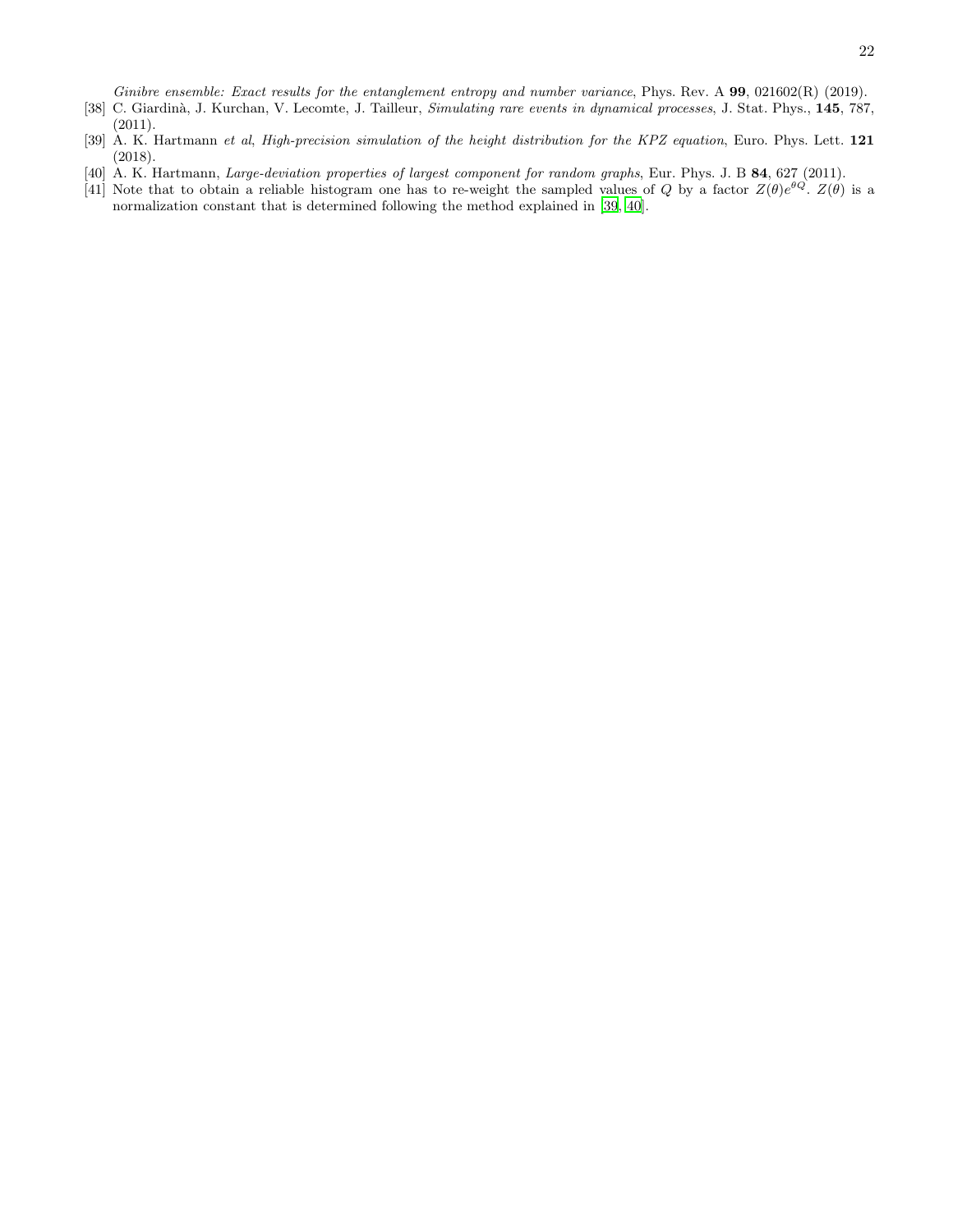*Ginibre ensemble: Exact results for the entanglement entropy and number variance*, Phys. Rev. A **99**, 021602(R) (2019).

[38] C. Giardinà, J. Kurchan, V. Lecomte, J. Tailleur, *Simulating rare events in dynamical processes*, J. Stat. Phys., **145**, 787, (2011).

[39] A. K. Hartmann *et al*, *High-precision simulation of the height distribution for the KPZ equation*, Euro. Phys. Lett. **121** (2018).

[40] A. K. Hartmann, *Large-deviation properties of largest component for random graphs*, Eur. Phys. J. B **84**, 627 (2011).

[41] Note that to obtain a reliable histogram one has to re-weight the sampled values of $Q$ by a factor $Z(\theta)e^{\theta Q}$. $Z(\theta)$ is a normalization constant that is determined following the method explained in [39, 40].